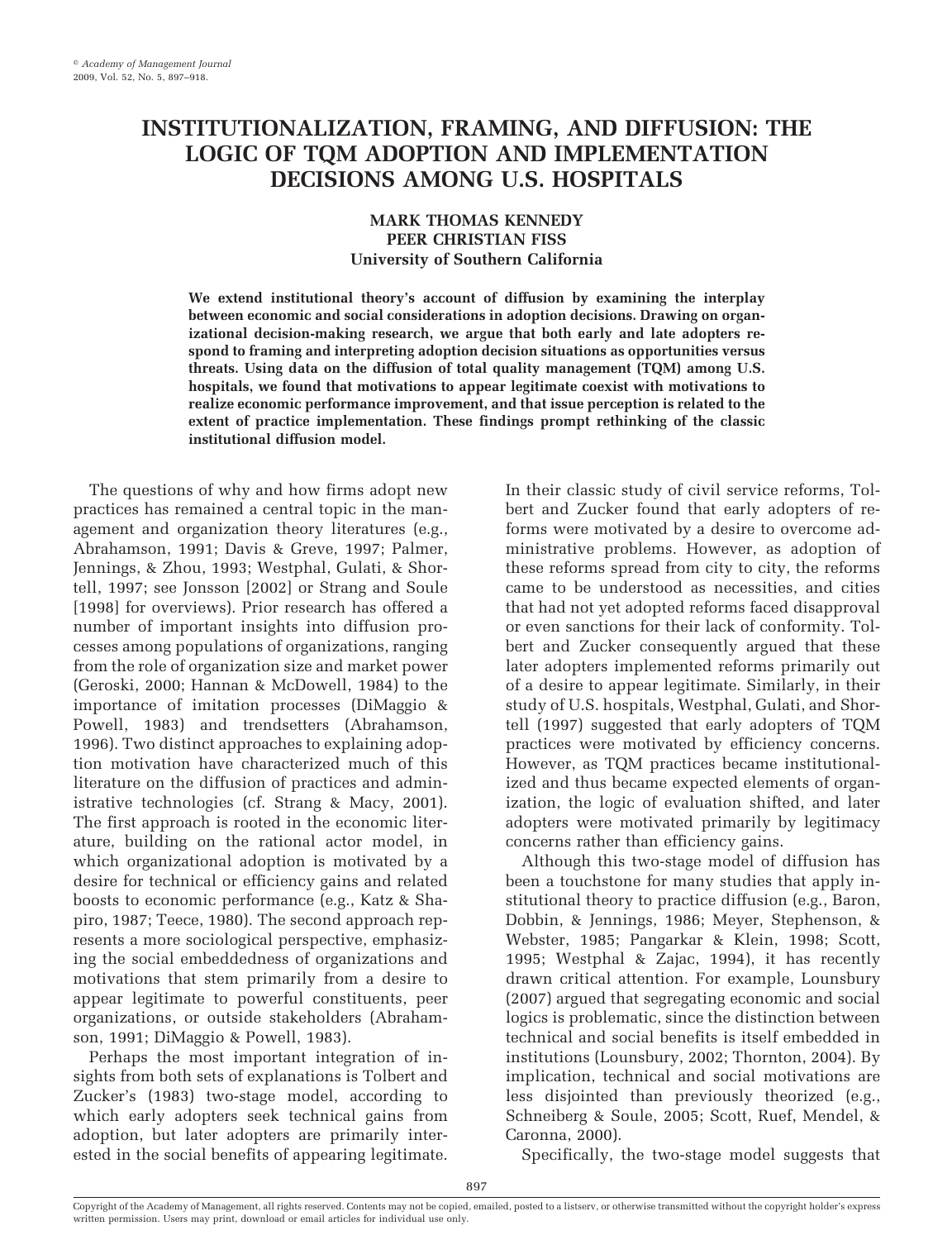# INSTITUTIONALIZATION, FRAMING, AND DIFFUSION: THE LOGIC OF TQM ADOPTION AND IMPLEMENTATION DECISIONS AMONG U.S. HOSPITALS

**MARK THOMAS KENNEDY**
**PEER CHRISTIAN FISS**
**University of Southern California**

**We extend institutional theory's account of diffusion by examining the interplay between economic and social considerations in adoption decisions. Drawing on organizational decision-making research, we argue that both early and late adopters respond to framing and interpreting adoption decision situations as opportunities versus threats. Using data on the diffusion of total quality management (TQM) among U.S. hospitals, we found that motivations to appear legitimate coexist with motivations to realize economic performance improvement, and that issue perception is related to the extent of practice implementation. These findings prompt rethinking of the classic institutional diffusion model.**

The questions of why and how firms adopt new practices has remained a central topic in the management and organization theory literatures (e.g., Abrahamson, 1991; Davis & Greve, 1997; Palmer, Jennings, & Zhou, 1993; Westphal, Gulati, & Shortell, 1997; see Jonsson [2002] or Strang and Soule [1998] for overviews). Prior research has offered a number of important insights into diffusion processes among populations of organizations, ranging from the role of organization size and market power (Geroski, 2000; Hannan & McDowell, 1984) to the importance of imitation processes (DiMaggio & Powell, 1983) and trendsetters (Abrahamson, 1996). Two distinct approaches to explaining adoption motivation have characterized much of this literature on the diffusion of practices and administrative technologies (cf. Strang & Macy, 2001). The first approach is rooted in the economic literature, building on the rational actor model, in which organizational adoption is motivated by a desire for technical or efficiency gains and related boosts to economic performance (e.g., Katz & Shapiro, 1987; Teece, 1980). The second approach represents a more sociological perspective, emphasizing the social embeddedness of organizations and motivations that stem primarily from a desire to appear legitimate to powerful constituents, peer organizations, or outside stakeholders (Abrahamson, 1991; DiMaggio & Powell, 1983).

Perhaps the most important integration of insights from both sets of explanations is Tolbert and Zucker's (1983) two-stage model, according to which early adopters seek technical gains from adoption, but later adopters are primarily interested in the social benefits of appearing legitimate. In their classic study of civil service reforms, Tolbert and Zucker found that early adopters of reforms were motivated by a desire to overcome administrative problems. However, as adoption of these reforms spread from city to city, the reforms came to be understood as necessities, and cities that had not yet adopted reforms faced disapproval or even sanctions for their lack of conformity. Tolbert and Zucker consequently argued that these later adopters implemented reforms primarily out of a desire to appear legitimate. Similarly, in their study of U.S. hospitals, Westphal, Gulati, and Shortell (1997) suggested that early adopters of TQM practices were motivated by efficiency concerns. However, as TQM practices became institutionalized and thus became expected elements of organization, the logic of evaluation shifted, and later adopters were motivated primarily by legitimacy concerns rather than efficiency gains.

Although this two-stage model of diffusion has been a touchstone for many studies that apply institutional theory to practice diffusion (e.g., Baron, Dobbin, & Jennings, 1986; Meyer, Stephenson, & Webster, 1985; Pangarkar & Klein, 1998; Scott, 1995; Westphal & Zajac, 1994), it has recently drawn critical attention. For example, Lounsbury (2007) argued that segregating economic and social logics is problematic, since the distinction between technical and social benefits is itself embedded in institutions (Lounsbury, 2002; Thornton, 2004). By implication, technical and social motivations are less disjointed than previously theorized (e.g., Schneiberg & Soule, 2005; Scott, Ruef, Mendel, & Caronna, 2000).

Specifically, the two-stage model suggests that

Copyright of the Academy of Management, all rights reserved. Contents may not be copied, emailed, posted to a listserv, or otherwise transmitted without the copyright holder's express written permission. Users may print, download or email articles for individual use only.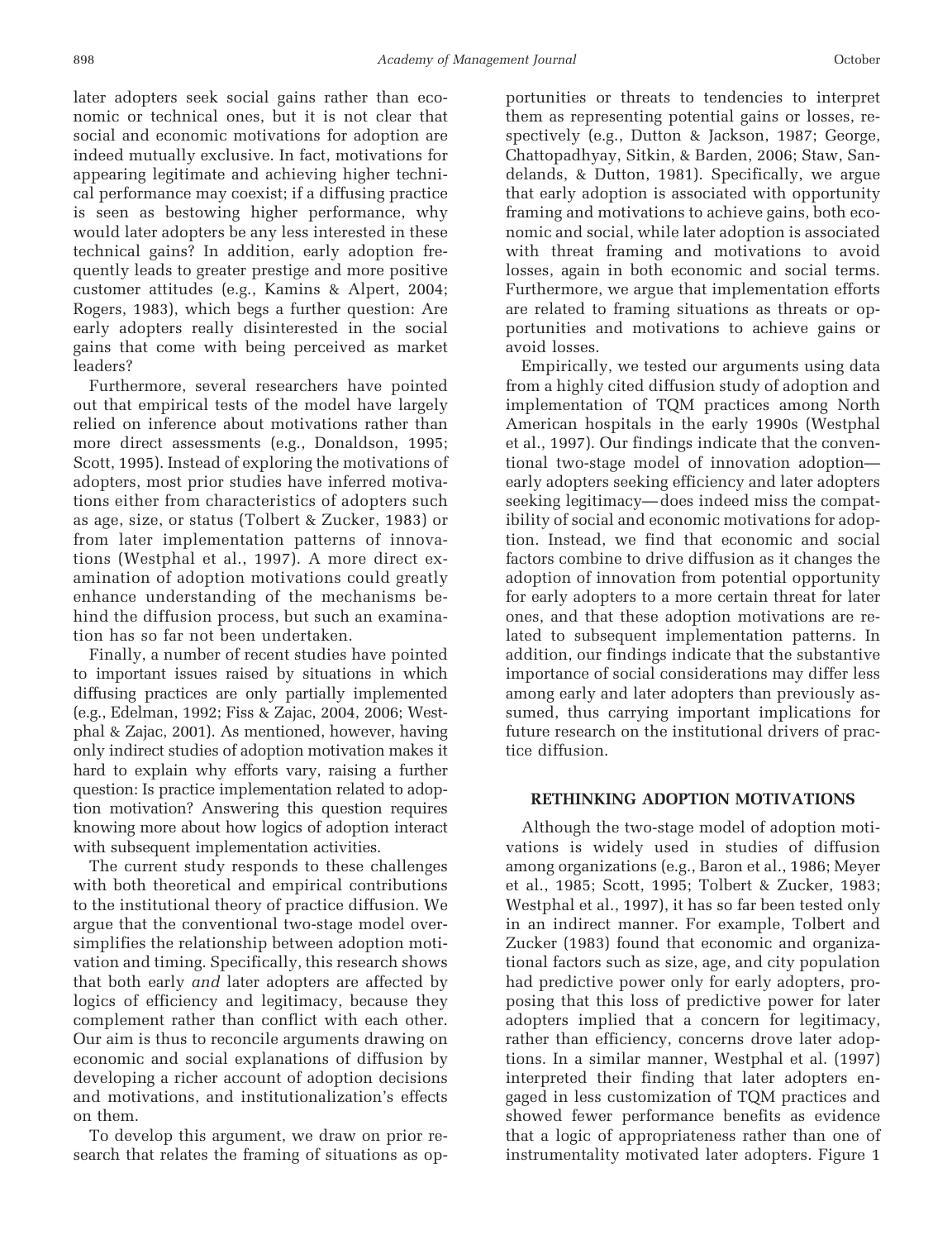later adopters seek social gains rather than economic or technical ones, but it is not clear that social and economic motivations for adoption are indeed mutually exclusive. In fact, motivations for appearing legitimate and achieving higher technical performance may coexist; if a diffusing practice is seen as bestowing higher performance, why would later adopters be any less interested in these technical gains? In addition, early adoption frequently leads to greater prestige and more positive customer attitudes (e.g., Kamins & Alpert, 2004; Rogers, 1983), which begs a further question: Are early adopters really disinterested in the social gains that come with being perceived as market leaders?

Furthermore, several researchers have pointed out that empirical tests of the model have largely relied on inference about motivations rather than more direct assessments (e.g., Donaldson, 1995; Scott, 1995). Instead of exploring the motivations of adopters, most prior studies have inferred motivations either from characteristics of adopters such as age, size, or status (Tolbert & Zucker, 1983) or from later implementation patterns of innovations (Westphal et al., 1997). A more direct examination of adoption motivations could greatly enhance understanding of the mechanisms behind the diffusion process, but such an examination has so far not been undertaken.

Finally, a number of recent studies have pointed to important issues raised by situations in which diffusing practices are only partially implemented (e.g., Edelman, 1992; Fiss & Zajac, 2004, 2006; Westphal & Zajac, 2001). As mentioned, however, having only indirect studies of adoption motivation makes it hard to explain why efforts vary, raising a further question: Is practice implementation related to adoption motivation? Answering this question requires knowing more about how logics of adoption interact with subsequent implementation activities.

The current study responds to these challenges with both theoretical and empirical contributions to the institutional theory of practice diffusion. We argue that the conventional two-stage model oversimplifies the relationship between adoption motivation and timing. Specifically, this research shows that both early *and* later adopters are affected by logics of efficiency and legitimacy, because they complement rather than conflict with each other. Our aim is thus to reconcile arguments drawing on economic and social explanations of diffusion by developing a richer account of adoption decisions and motivations, and institutionalization's effects on them.

To develop this argument, we draw on prior research that relates the framing of situations as opportunities or threats to tendencies to interpret them as representing potential gains or losses, respectively (e.g., Dutton & Jackson, 1987; George, Chattopadhyay, Sitkin, & Barden, 2006; Staw, Sandelands, & Dutton, 1981). Specifically, we argue that early adoption is associated with opportunity framing and motivations to achieve gains, both economic and social, while later adoption is associated with threat framing and motivations to avoid losses, again in both economic and social terms. Furthermore, we argue that implementation efforts are related to framing situations as threats or opportunities and motivations to achieve gains or avoid losses.

Empirically, we tested our arguments using data from a highly cited diffusion study of adoption and implementation of TQM practices among North American hospitals in the early 1990s (Westphal et al., 1997). Our findings indicate that the conventional two-stage model of innovation adoption—early adopters seeking efficiency and later adopters seeking legitimacy—does indeed miss the compatibility of social and economic motivations for adoption. Instead, we find that economic and social factors combine to drive diffusion as it changes the adoption of innovation from potential opportunity for early adopters to a more certain threat for later ones, and that these adoption motivations are related to subsequent implementation patterns. In addition, our findings indicate that the substantive importance of social considerations may differ less among early and later adopters than previously assumed, thus carrying important implications for future research on the institutional drivers of practice diffusion.

## RETHINKING ADOPTION MOTIVATIONS

Although the two-stage model of adoption motivations is widely used in studies of diffusion among organizations (e.g., Baron et al., 1986; Meyer et al., 1985; Scott, 1995; Tolbert & Zucker, 1983; Westphal et al., 1997), it has so far been tested only in an indirect manner. For example, Tolbert and Zucker (1983) found that economic and organizational factors such as size, age, and city population had predictive power only for early adopters, proposing that this loss of predictive power for later adopters implied that a concern for legitimacy, rather than efficiency, concerns drove later adoptions. In a similar manner, Westphal et al. (1997) interpreted their finding that later adopters engaged in less customization of TQM practices and showed fewer performance benefits as evidence that a logic of appropriateness rather than one of instrumentality motivated later adopters. Figure 1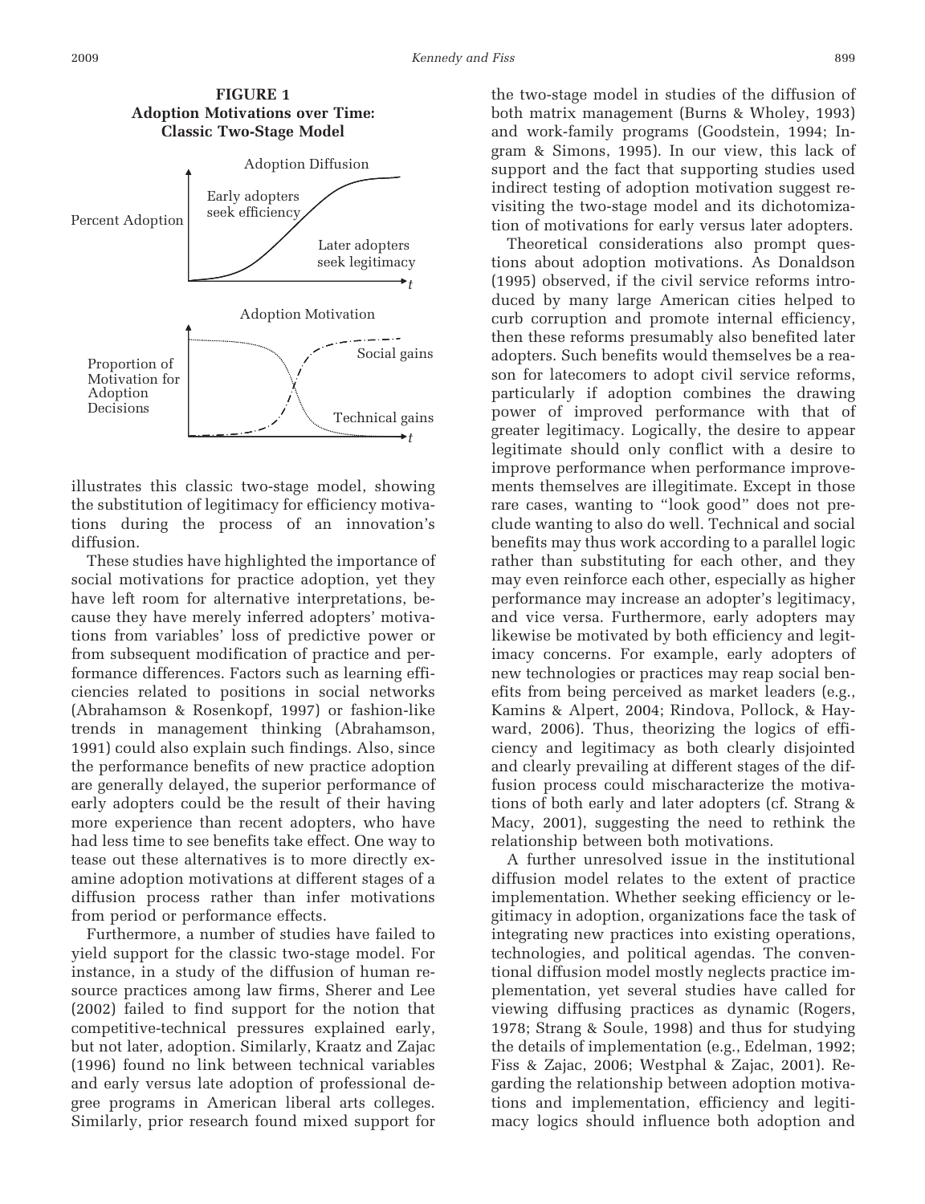**FIGURE 1**
**Adoption Motivations over Time: Classic Two-Stage Model**

Adoption Diffusion

Percent Adoption

Early adopters seek efficiency

Later adopters seek legitimacy

$t$

Adoption Motivation

Proportion of Motivation for Adoption Decisions

Social gains

Technical gains

$t$

illustrates this classic two-stage model, showing the substitution of legitimacy for efficiency motivations during the process of an innovation's diffusion.

These studies have highlighted the importance of social motivations for practice adoption, yet they have left room for alternative interpretations, because they have merely inferred adopters' motivations from variables' loss of predictive power or from subsequent modification of practice and performance differences. Factors such as learning efficiencies related to positions in social networks (Abrahamson & Rosenkopf, 1997) or fashion-like trends in management thinking (Abrahamson, 1991) could also explain such findings. Also, since the performance benefits of new practice adoption are generally delayed, the superior performance of early adopters could be the result of their having more experience than recent adopters, who have had less time to see benefits take effect. One way to tease out these alternatives is to more directly examine adoption motivations at different stages of a diffusion process rather than infer motivations from period or performance effects.

Furthermore, a number of studies have failed to yield support for the classic two-stage model. For instance, in a study of the diffusion of human resource practices among law firms, Sherer and Lee (2002) failed to find support for the notion that competitive-technical pressures explained early, but not later, adoption. Similarly, Kraatz and Zajac (1996) found no link between technical variables and early versus late adoption of professional degree programs in American liberal arts colleges. Similarly, prior research found mixed support for the two-stage model in studies of the diffusion of both matrix management (Burns & Wholey, 1993) and work-family programs (Goodstein, 1994; Ingram & Simons, 1995). In our view, this lack of support and the fact that supporting studies used indirect testing of adoption motivation suggest revisiting the two-stage model and its dichotomization of motivations for early versus later adopters.

Theoretical considerations also prompt questions about adoption motivations. As Donaldson (1995) observed, if the civil service reforms introduced by many large American cities helped to curb corruption and promote internal efficiency, then these reforms presumably also benefited later adopters. Such benefits would themselves be a reason for latecomers to adopt civil service reforms, particularly if adoption combines the drawing power of improved performance with that of greater legitimacy. Logically, the desire to appear legitimate should only conflict with a desire to improve performance when performance improvements themselves are illegitimate. Except in those rare cases, wanting to "look good" does not preclude wanting to also do well. Technical and social benefits may thus work according to a parallel logic rather than substituting for each other, and they may even reinforce each other, especially as higher performance may increase an adopter's legitimacy, and vice versa. Furthermore, early adopters may likewise be motivated by both efficiency and legitimacy concerns. For example, early adopters of new technologies or practices may reap social benefits from being perceived as market leaders (e.g., Kamins & Alpert, 2004; Rindova, Pollock, & Hayward, 2006). Thus, theorizing the logics of efficiency and legitimacy as both clearly disjointed and clearly prevailing at different stages of the diffusion process could mischaracterize the motivations of both early and later adopters (cf. Strang & Macy, 2001), suggesting the need to rethink the relationship between both motivations.

A further unresolved issue in the institutional diffusion model relates to the extent of practice implementation. Whether seeking efficiency or legitimacy in adoption, organizations face the task of integrating new practices into existing operations, technologies, and political agendas. The conventional diffusion model mostly neglects practice implementation, yet several studies have called for viewing diffusing practices as dynamic (Rogers, 1978; Strang & Soule, 1998) and thus for studying the details of implementation (e.g., Edelman, 1992; Fiss & Zajac, 2006; Westphal & Zajac, 2001). Regarding the relationship between adoption motivations and implementation, efficiency and legitimacy logics should influence both adoption and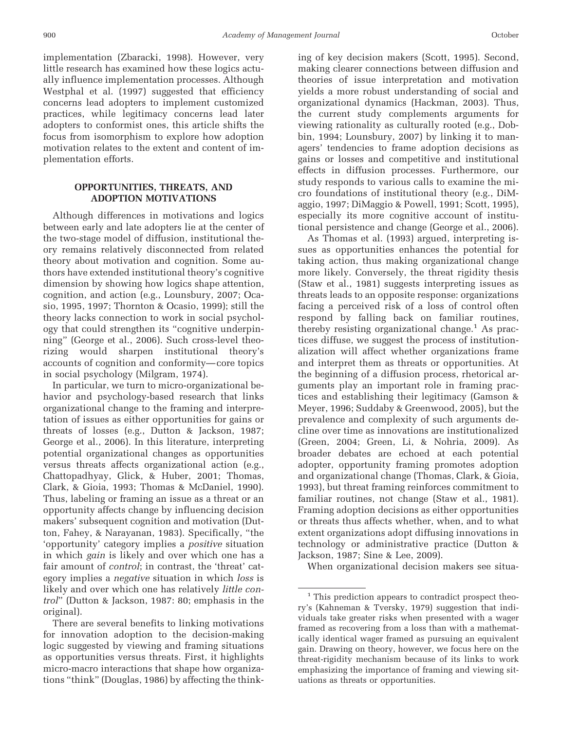implementation (Zbaracki, 1998). However, very little research has examined how these logics actually influence implementation processes. Although Westphal et al. (1997) suggested that efficiency concerns lead adopters to implement customized practices, while legitimacy concerns lead later adopters to conformist ones, this article shifts the focus from isomorphism to explore how adoption motivation relates to the extent and content of implementation efforts.

## OPPORTUNITIES, THREATS, AND ADOPTION MOTIVATIONS

Although differences in motivations and logics between early and late adopters lie at the center of the two-stage model of diffusion, institutional theory remains relatively disconnected from related theory about motivation and cognition. Some authors have extended institutional theory's cognitive dimension by showing how logics shape attention, cognition, and action (e.g., Lounsbury, 2007; Ocasio, 1995, 1997; Thornton & Ocasio, 1999); still the theory lacks connection to work in social psychology that could strengthen its "cognitive underpinning" (George et al., 2006). Such cross-level theorizing would sharpen institutional theory's accounts of cognition and conformity—core topics in social psychology (Milgram, 1974).

In particular, we turn to micro-organizational behavior and psychology-based research that links organizational change to the framing and interpretation of issues as either opportunities for gains or threats of losses (e.g., Dutton & Jackson, 1987; George et al., 2006). In this literature, interpreting potential organizational changes as opportunities versus threats affects organizational action (e.g., Chattopadhyay, Glick, & Huber, 2001; Thomas, Clark, & Gioia, 1993; Thomas & McDaniel, 1990). Thus, labeling or framing an issue as a threat or an opportunity affects change by influencing decision makers' subsequent cognition and motivation (Dutton, Fahey, & Narayanan, 1983). Specifically, "the 'opportunity' category implies a *positive* situation in which *gain* is likely and over which one has a fair amount of *control*; in contrast, the 'threat' category implies a *negative* situation in which *loss* is likely and over which one has relatively *little control*" (Dutton & Jackson, 1987: 80; emphasis in the original).

There are several benefits to linking motivations for innovation adoption to the decision-making logic suggested by viewing and framing situations as opportunities versus threats. First, it highlights micro-macro interactions that shape how organizations "think" (Douglas, 1986) by affecting the thinking of key decision makers (Scott, 1995). Second, making clearer connections between diffusion and theories of issue interpretation and motivation yields a more robust understanding of social and organizational dynamics (Hackman, 2003). Thus, the current study complements arguments for viewing rationality as culturally rooted (e.g., Dobbin, 1994; Lounsbury, 2007) by linking it to managers' tendencies to frame adoption decisions as gains or losses and competitive and institutional effects in diffusion processes. Furthermore, our study responds to various calls to examine the micro foundations of institutional theory (e.g., DiMaggio, 1997; DiMaggio & Powell, 1991; Scott, 1995), especially its more cognitive account of institutional persistence and change (George et al., 2006).

As Thomas et al. (1993) argued, interpreting issues as opportunities enhances the potential for taking action, thus making organizational change more likely. Conversely, the threat rigidity thesis (Staw et al., 1981) suggests interpreting issues as threats leads to an opposite response: organizations facing a perceived risk of a loss of control often respond by falling back on familiar routines, thereby resisting organizational change.[1] As practices diffuse, we suggest the process of institutionalization will affect whether organizations frame and interpret them as threats or opportunities. At the beginning of a diffusion process, rhetorical arguments play an important role in framing practices and establishing their legitimacy (Gamson & Meyer, 1996; Suddaby & Greenwood, 2005), but the prevalence and complexity of such arguments decline over time as innovations are institutionalized (Green, 2004; Green, Li, & Nohria, 2009). As broader debates are echoed at each potential adopter, opportunity framing promotes adoption and organizational change (Thomas, Clark, & Gioia, 1993), but threat framing reinforces commitment to familiar routines, not change (Staw et al., 1981). Framing adoption decisions as either opportunities or threats thus affects whether, when, and to what extent organizations adopt diffusing innovations in technology or administrative practice (Dutton & Jackson, 1987; Sine & Lee, 2009).

When organizational decision makers see situa-

---

[1] This prediction appears to contradict prospect theory's (Kahneman & Tversky, 1979) suggestion that individuals take greater risks when presented with a wager framed as recovering from a loss than with a mathematically identical wager framed as pursuing an equivalent gain. Drawing on theory, however, we focus here on the threat-rigidity mechanism because of its links to work emphasizing the importance of framing and viewing situations as threats or opportunities.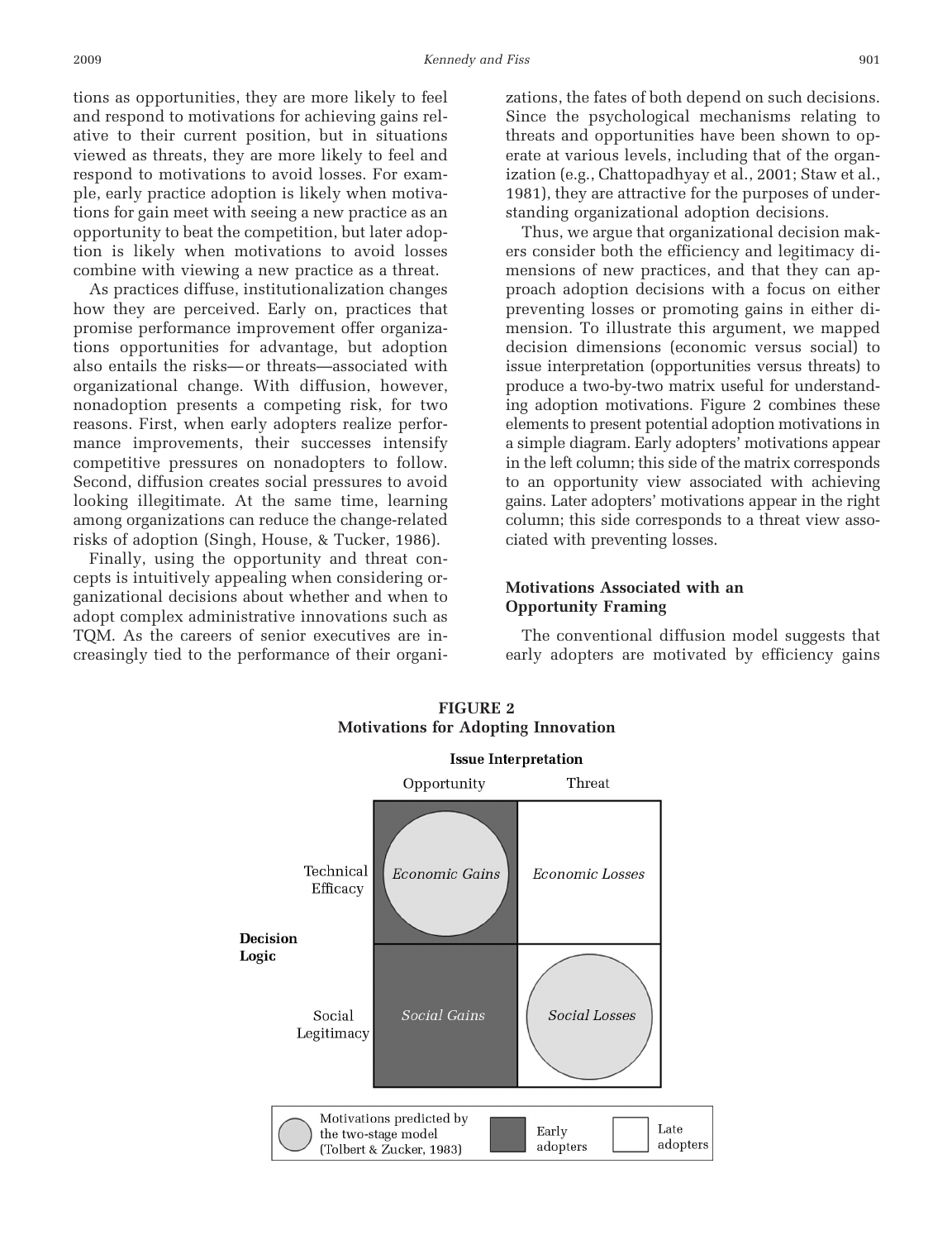tions as opportunities, they are more likely to feel and respond to motivations for achieving gains relative to their current position, but in situations viewed as threats, they are more likely to feel and respond to motivations to avoid losses. For example, early practice adoption is likely when motivations for gain meet with seeing a new practice as an opportunity to beat the competition, but later adoption is likely when motivations to avoid losses combine with viewing a new practice as a threat.

As practices diffuse, institutionalization changes how they are perceived. Early on, practices that promise performance improvement offer organizations opportunities for advantage, but adoption also entails the risks—or threats—associated with organizational change. With diffusion, however, nonadoption presents a competing risk, for two reasons. First, when early adopters realize performance improvements, their successes intensify competitive pressures on nonadopters to follow. Second, diffusion creates social pressures to avoid looking illegitimate. At the same time, learning among organizations can reduce the change-related risks of adoption (Singh, House, & Tucker, 1986).

Finally, using the opportunity and threat concepts is intuitively appealing when considering organizational decisions about whether and when to adopt complex administrative innovations such as TQM. As the careers of senior executives are increasingly tied to the performance of their organizations, the fates of both depend on such decisions. Since the psychological mechanisms relating to threats and opportunities have been shown to operate at various levels, including that of the organization (e.g., Chattopadhyay et al., 2001; Staw et al., 1981), they are attractive for the purposes of understanding organizational adoption decisions.

Thus, we argue that organizational decision makers consider both the efficiency and legitimacy dimensions of new practices, and that they can approach adoption decisions with a focus on either preventing losses or promoting gains in either dimension. To illustrate this argument, we mapped decision dimensions (economic versus social) to issue interpretation (opportunities versus threats) to produce a two-by-two matrix useful for understanding adoption motivations. Figure 2 combines these elements to present potential adoption motivations in a simple diagram. Early adopters' motivations appear in the left column; this side of the matrix corresponds to an opportunity view associated with achieving gains. Later adopters' motivations appear in the right column; this side corresponds to a threat view associated with preventing losses.

### Motivations Associated with an Opportunity Framing

The conventional diffusion model suggests that early adopters are motivated by efficiency gains

**FIGURE 2**
**Motivations for Adopting Innovation**

| Decision Logic | Issue Interpretation: Opportunity | Issue Interpretation: Threat |
|---|---|---|
| Technical Efficacy | *Economic Gains* | *Economic Losses* |
| Social Legitimacy | *Social Gains* | *Social Losses* |

Legend: Motivations predicted by the two-stage model (Tolbert & Zucker, 1983) (circles: Economic Gains, Social Losses); Early adopters (shaded: Opportunity column); Late adopters (white: Threat column)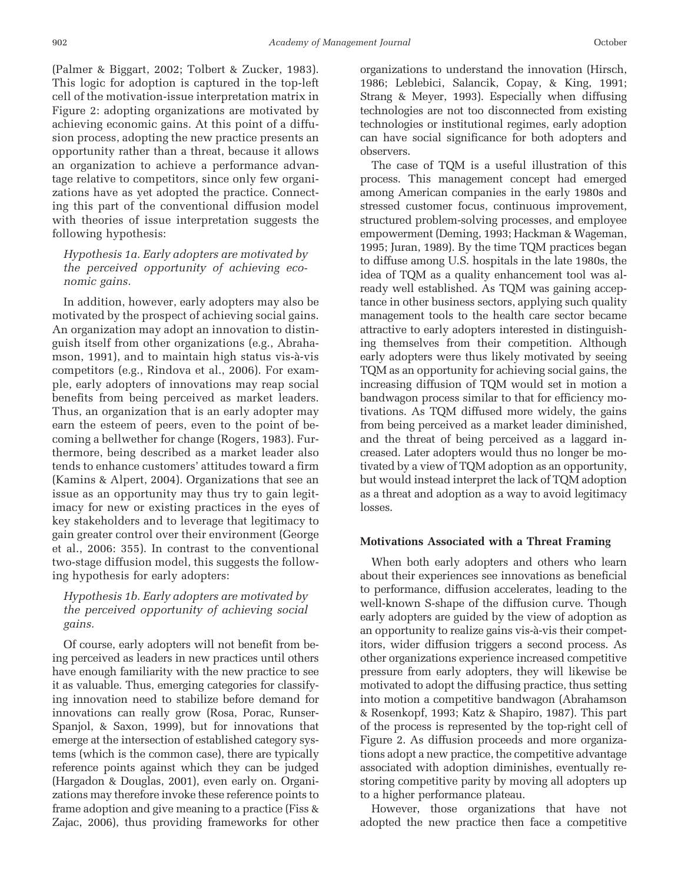(Palmer & Biggart, 2002; Tolbert & Zucker, 1983). This logic for adoption is captured in the top-left cell of the motivation-issue interpretation matrix in Figure 2: adopting organizations are motivated by achieving economic gains. At this point of a diffusion process, adopting the new practice presents an opportunity rather than a threat, because it allows an organization to achieve a performance advantage relative to competitors, since only few organizations have as yet adopted the practice. Connecting this part of the conventional diffusion model with theories of issue interpretation suggests the following hypothesis:

*Hypothesis 1a. Early adopters are motivated by the perceived opportunity of achieving economic gains.*

In addition, however, early adopters may also be motivated by the prospect of achieving social gains. An organization may adopt an innovation to distinguish itself from other organizations (e.g., Abrahamson, 1991), and to maintain high status vis-à-vis competitors (e.g., Rindova et al., 2006). For example, early adopters of innovations may reap social benefits from being perceived as market leaders. Thus, an organization that is an early adopter may earn the esteem of peers, even to the point of becoming a bellwether for change (Rogers, 1983). Furthermore, being described as a market leader also tends to enhance customers' attitudes toward a firm (Kamins & Alpert, 2004). Organizations that see an issue as an opportunity may thus try to gain legitimacy for new or existing practices in the eyes of key stakeholders and to leverage that legitimacy to gain greater control over their environment (George et al., 2006: 355). In contrast to the conventional two-stage diffusion model, this suggests the following hypothesis for early adopters:

*Hypothesis 1b. Early adopters are motivated by the perceived opportunity of achieving social gains.*

Of course, early adopters will not benefit from being perceived as leaders in new practices until others have enough familiarity with the new practice to see it as valuable. Thus, emerging categories for classifying innovation need to stabilize before demand for innovations can really grow (Rosa, Porac, Runser-Spanjol, & Saxon, 1999), but for innovations that emerge at the intersection of established category systems (which is the common case), there are typically reference points against which they can be judged (Hargadon & Douglas, 2001), even early on. Organizations may therefore invoke these reference points to frame adoption and give meaning to a practice (Fiss & Zajac, 2006), thus providing frameworks for other organizations to understand the innovation (Hirsch, 1986; Leblebici, Salancik, Copay, & King, 1991; Strang & Meyer, 1993). Especially when diffusing technologies are not too disconnected from existing technologies or institutional regimes, early adoption can have social significance for both adopters and observers.

The case of TQM is a useful illustration of this process. This management concept had emerged among American companies in the early 1980s and stressed customer focus, continuous improvement, structured problem-solving processes, and employee empowerment (Deming, 1993; Hackman & Wageman, 1995; Juran, 1989). By the time TQM practices began to diffuse among U.S. hospitals in the late 1980s, the idea of TQM as a quality enhancement tool was already well established. As TQM was gaining acceptance in other business sectors, applying such quality management tools to the health care sector became attractive to early adopters interested in distinguishing themselves from their competition. Although early adopters were thus likely motivated by seeing TQM as an opportunity for achieving social gains, the increasing diffusion of TQM would set in motion a bandwagon process similar to that for efficiency motivations. As TQM diffused more widely, the gains from being perceived as a market leader diminished, and the threat of being perceived as a laggard increased. Later adopters would thus no longer be motivated by a view of TQM adoption as an opportunity, but would instead interpret the lack of TQM adoption as a threat and adoption as a way to avoid legitimacy losses.

### Motivations Associated with a Threat Framing

When both early adopters and others who learn about their experiences see innovations as beneficial to performance, diffusion accelerates, leading to the well-known S-shape of the diffusion curve. Though early adopters are guided by the view of adoption as an opportunity to realize gains vis-à-vis their competitors, wider diffusion triggers a second process. As other organizations experience increased competitive pressure from early adopters, they will likewise be motivated to adopt the diffusing practice, thus setting into motion a competitive bandwagon (Abrahamson & Rosenkopf, 1993; Katz & Shapiro, 1987). This part of the process is represented by the top-right cell of Figure 2. As diffusion proceeds and more organizations adopt a new practice, the competitive advantage associated with adoption diminishes, eventually restoring competitive parity by moving all adopters up to a higher performance plateau.

However, those organizations that have not adopted the new practice then face a competitive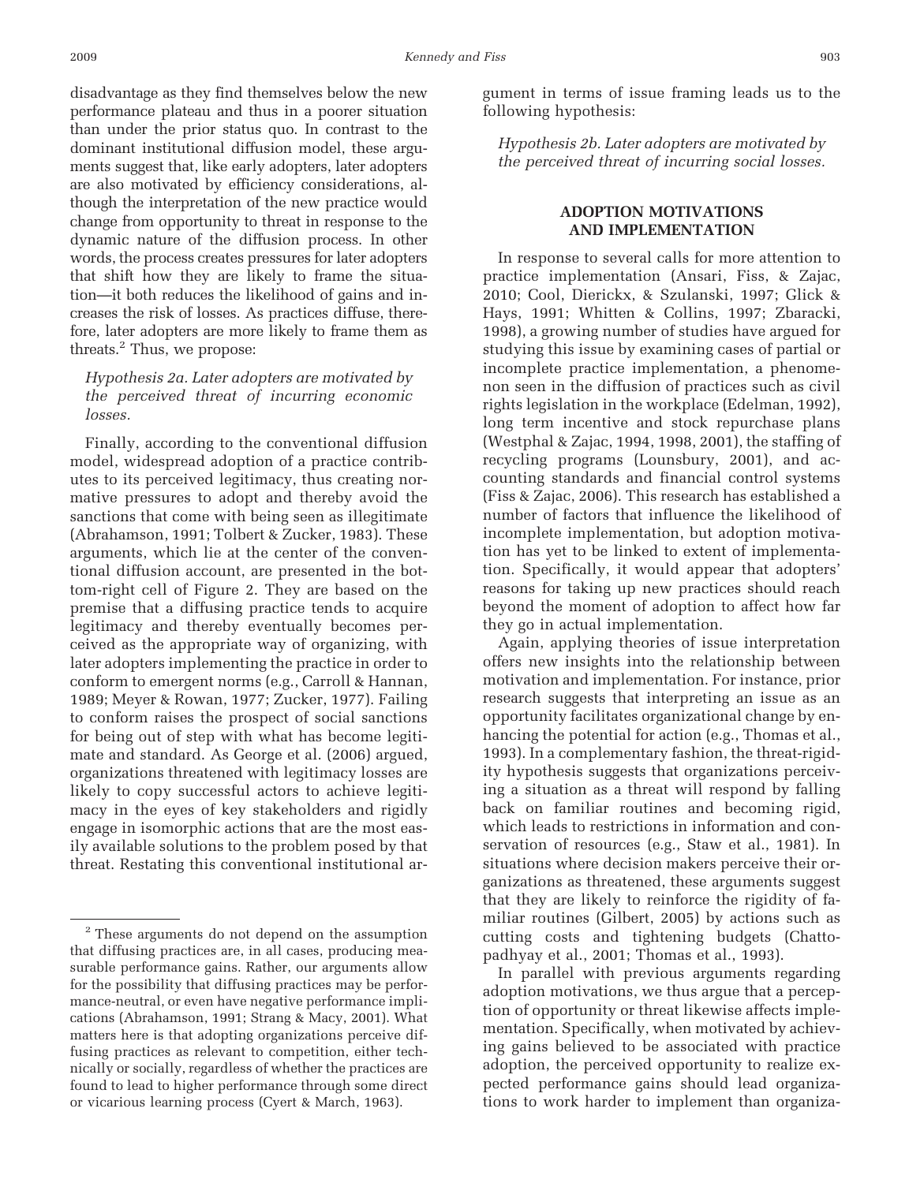disadvantage as they find themselves below the new performance plateau and thus in a poorer situation than under the prior status quo. In contrast to the dominant institutional diffusion model, these arguments suggest that, like early adopters, later adopters are also motivated by efficiency considerations, although the interpretation of the new practice would change from opportunity to threat in response to the dynamic nature of the diffusion process. In other words, the process creates pressures for later adopters that shift how they are likely to frame the situation—it both reduces the likelihood of gains and increases the risk of losses. As practices diffuse, therefore, later adopters are more likely to frame them as threats.[2] Thus, we propose:

*Hypothesis 2a. Later adopters are motivated by the perceived threat of incurring economic losses.*

Finally, according to the conventional diffusion model, widespread adoption of a practice contributes to its perceived legitimacy, thus creating normative pressures to adopt and thereby avoid the sanctions that come with being seen as illegitimate (Abrahamson, 1991; Tolbert & Zucker, 1983). These arguments, which lie at the center of the conventional diffusion account, are presented in the bottom-right cell of Figure 2. They are based on the premise that a diffusing practice tends to acquire legitimacy and thereby eventually becomes perceived as the appropriate way of organizing, with later adopters implementing the practice in order to conform to emergent norms (e.g., Carroll & Hannan, 1989; Meyer & Rowan, 1977; Zucker, 1977). Failing to conform raises the prospect of social sanctions for being out of step with what has become legitimate and standard. As George et al. (2006) argued, organizations threatened with legitimacy losses are likely to copy successful actors to achieve legitimacy in the eyes of key stakeholders and rigidly engage in isomorphic actions that are the most easily available solutions to the problem posed by that threat. Restating this conventional institutional argument in terms of issue framing leads us to the following hypothesis:

*Hypothesis 2b. Later adopters are motivated by the perceived threat of incurring social losses.*

## ADOPTION MOTIVATIONS AND IMPLEMENTATION

In response to several calls for more attention to practice implementation (Ansari, Fiss, & Zajac, 2010; Cool, Dierickx, & Szulanski, 1997; Glick & Hays, 1991; Whitten & Collins, 1997; Zbaracki, 1998), a growing number of studies have argued for studying this issue by examining cases of partial or incomplete practice implementation, a phenomenon seen in the diffusion of practices such as civil rights legislation in the workplace (Edelman, 1992), long term incentive and stock repurchase plans (Westphal & Zajac, 1994, 1998, 2001), the staffing of recycling programs (Lounsbury, 2001), and accounting standards and financial control systems (Fiss & Zajac, 2006). This research has established a number of factors that influence the likelihood of incomplete implementation, but adoption motivation has yet to be linked to extent of implementation. Specifically, it would appear that adopters' reasons for taking up new practices should reach beyond the moment of adoption to affect how far they go in actual implementation.

Again, applying theories of issue interpretation offers new insights into the relationship between motivation and implementation. For instance, prior research suggests that interpreting an issue as an opportunity facilitates organizational change by enhancing the potential for action (e.g., Thomas et al., 1993). In a complementary fashion, the threat-rigidity hypothesis suggests that organizations perceiving a situation as a threat will respond by falling back on familiar routines and becoming rigid, which leads to restrictions in information and conservation of resources (e.g., Staw et al., 1981). In situations where decision makers perceive their organizations as threatened, these arguments suggest that they are likely to reinforce the rigidity of familiar routines (Gilbert, 2005) by actions such as cutting costs and tightening budgets (Chattopadhyay et al., 2001; Thomas et al., 1993).

In parallel with previous arguments regarding adoption motivations, we thus argue that a perception of opportunity or threat likewise affects implementation. Specifically, when motivated by achieving gains believed to be associated with practice adoption, the perceived opportunity to realize expected performance gains should lead organizations to work harder to implement than organiza-

[2] These arguments do not depend on the assumption that diffusing practices are, in all cases, producing measurable performance gains. Rather, our arguments allow for the possibility that diffusing practices may be performance-neutral, or even have negative performance implications (Abrahamson, 1991; Strang & Macy, 2001). What matters here is that adopting organizations perceive diffusing practices as relevant to competition, either technically or socially, regardless of whether the practices are found to lead to higher performance through some direct or vicarious learning process (Cyert & March, 1963).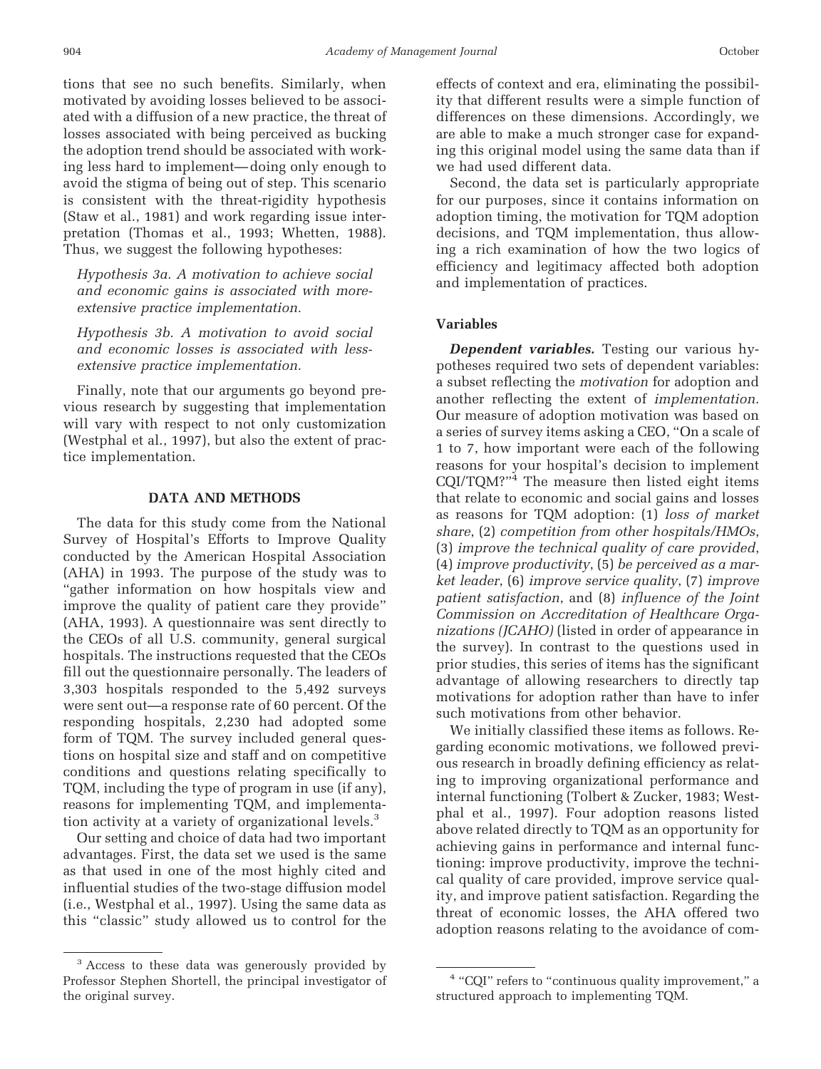tions that see no such benefits. Similarly, when motivated by avoiding losses believed to be associated with a diffusion of a new practice, the threat of losses associated with being perceived as bucking the adoption trend should be associated with working less hard to implement—doing only enough to avoid the stigma of being out of step. This scenario is consistent with the threat-rigidity hypothesis (Staw et al., 1981) and work regarding issue interpretation (Thomas et al., 1993; Whetten, 1988). Thus, we suggest the following hypotheses:

*Hypothesis 3a. A motivation to achieve social and economic gains is associated with more-extensive practice implementation.*

*Hypothesis 3b. A motivation to avoid social and economic losses is associated with less-extensive practice implementation.*

Finally, note that our arguments go beyond previous research by suggesting that implementation will vary with respect to not only customization (Westphal et al., 1997), but also the extent of practice implementation.

## DATA AND METHODS

The data for this study come from the National Survey of Hospital's Efforts to Improve Quality conducted by the American Hospital Association (AHA) in 1993. The purpose of the study was to "gather information on how hospitals view and improve the quality of patient care they provide" (AHA, 1993). A questionnaire was sent directly to the CEOs of all U.S. community, general surgical hospitals. The instructions requested that the CEOs fill out the questionnaire personally. The leaders of 3,303 hospitals responded to the 5,492 surveys were sent out—a response rate of 60 percent. Of the responding hospitals, 2,230 had adopted some form of TQM. The survey included general questions on hospital size and staff and on competitive conditions and questions relating specifically to TQM, including the type of program in use (if any), reasons for implementing TQM, and implementation activity at a variety of organizational levels.[3]

Our setting and choice of data had two important advantages. First, the data set we used is the same as that used in one of the most highly cited and influential studies of the two-stage diffusion model (i.e., Westphal et al., 1997). Using the same data as this "classic" study allowed us to control for the effects of context and era, eliminating the possibility that different results were a simple function of differences on these dimensions. Accordingly, we are able to make a much stronger case for expanding this original model using the same data than if we had used different data.

Second, the data set is particularly appropriate for our purposes, since it contains information on adoption timing, the motivation for TQM adoption decisions, and TQM implementation, thus allowing a rich examination of how the two logics of efficiency and legitimacy affected both adoption and implementation of practices.

### Variables

***Dependent variables.*** Testing our various hypotheses required two sets of dependent variables: a subset reflecting the *motivation* for adoption and another reflecting the extent of *implementation.* Our measure of adoption motivation was based on a series of survey items asking a CEO, "On a scale of 1 to 7, how important were each of the following reasons for your hospital's decision to implement CQI/TQM?"[4] The measure then listed eight items that relate to economic and social gains and losses as reasons for TQM adoption: (1) *loss of market share*, (2) *competition from other hospitals/HMOs*, (3) *improve the technical quality of care provided*, (4) *improve productivity*, (5) *be perceived as a market leader*, (6) *improve service quality*, (7) *improve patient satisfaction*, and (8) *influence of the Joint Commission on Accreditation of Healthcare Organizations (JCAHO)* (listed in order of appearance in the survey). In contrast to the questions used in prior studies, this series of items has the significant advantage of allowing researchers to directly tap motivations for adoption rather than have to infer such motivations from other behavior.

We initially classified these items as follows. Regarding economic motivations, we followed previous research in broadly defining efficiency as relating to improving organizational performance and internal functioning (Tolbert & Zucker, 1983; Westphal et al., 1997). Four adoption reasons listed above related directly to TQM as an opportunity for achieving gains in performance and internal functioning: improve productivity, improve the technical quality of care provided, improve service quality, and improve patient satisfaction. Regarding the threat of economic losses, the AHA offered two adoption reasons relating to the avoidance of com-

---

[3] Access to these data was generously provided by Professor Stephen Shortell, the principal investigator of the original survey.

[4] "CQI" refers to "continuous quality improvement," a structured approach to implementing TQM.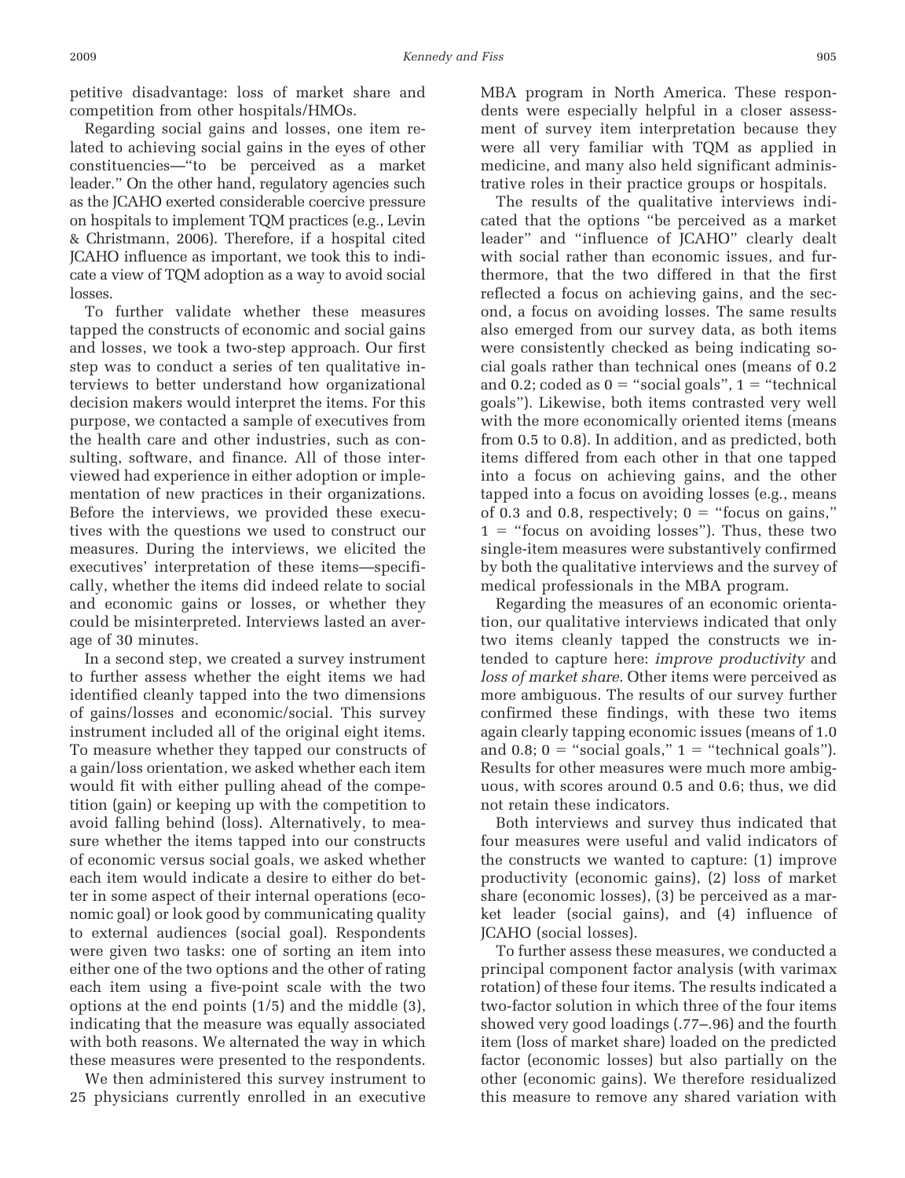petitive disadvantage: loss of market share and competition from other hospitals/HMOs.

Regarding social gains and losses, one item related to achieving social gains in the eyes of other constituencies—"to be perceived as a market leader." On the other hand, regulatory agencies such as the JCAHO exerted considerable coercive pressure on hospitals to implement TQM practices (e.g., Levin & Christmann, 2006). Therefore, if a hospital cited JCAHO influence as important, we took this to indicate a view of TQM adoption as a way to avoid social losses.

To further validate whether these measures tapped the constructs of economic and social gains and losses, we took a two-step approach. Our first step was to conduct a series of ten qualitative interviews to better understand how organizational decision makers would interpret the items. For this purpose, we contacted a sample of executives from the health care and other industries, such as consulting, software, and finance. All of those interviewed had experience in either adoption or implementation of new practices in their organizations. Before the interviews, we provided these executives with the questions we used to construct our measures. During the interviews, we elicited the executives' interpretation of these items—specifically, whether the items did indeed relate to social and economic gains or losses, or whether they could be misinterpreted. Interviews lasted an average of 30 minutes.

In a second step, we created a survey instrument to further assess whether the eight items we had identified cleanly tapped into the two dimensions of gains/losses and economic/social. This survey instrument included all of the original eight items. To measure whether they tapped our constructs of a gain/loss orientation, we asked whether each item would fit with either pulling ahead of the competition (gain) or keeping up with the competition to avoid falling behind (loss). Alternatively, to measure whether the items tapped into our constructs of economic versus social goals, we asked whether each item would indicate a desire to either do better in some aspect of their internal operations (economic goal) or look good by communicating quality to external audiences (social goal). Respondents were given two tasks: one of sorting an item into either one of the two options and the other of rating each item using a five-point scale with the two options at the end points (1/5) and the middle (3), indicating that the measure was equally associated with both reasons. We alternated the way in which these measures were presented to the respondents.

We then administered this survey instrument to 25 physicians currently enrolled in an executive MBA program in North America. These respondents were especially helpful in a closer assessment of survey item interpretation because they were all very familiar with TQM as applied in medicine, and many also held significant administrative roles in their practice groups or hospitals.

The results of the qualitative interviews indicated that the options "be perceived as a market leader" and "influence of JCAHO" clearly dealt with social rather than economic issues, and furthermore, that the two differed in that the first reflected a focus on achieving gains, and the second, a focus on avoiding losses. The same results also emerged from our survey data, as both items were consistently checked as being indicating social goals rather than technical ones (means of 0.2 and 0.2; coded as 0 = "social goals", 1 = "technical goals"). Likewise, both items contrasted very well with the more economically oriented items (means from 0.5 to 0.8). In addition, and as predicted, both items differed from each other in that one tapped into a focus on achieving gains, and the other tapped into a focus on avoiding losses (e.g., means of 0.3 and 0.8, respectively; 0 = "focus on gains," 1 = "focus on avoiding losses"). Thus, these two single-item measures were substantively confirmed by both the qualitative interviews and the survey of medical professionals in the MBA program.

Regarding the measures of an economic orientation, our qualitative interviews indicated that only two items cleanly tapped the constructs we intended to capture here: *improve productivity* and *loss of market share.* Other items were perceived as more ambiguous. The results of our survey further confirmed these findings, with these two items again clearly tapping economic issues (means of 1.0 and 0.8; 0 = "social goals," 1 = "technical goals"). Results for other measures were much more ambiguous, with scores around 0.5 and 0.6; thus, we did not retain these indicators.

Both interviews and survey thus indicated that four measures were useful and valid indicators of the constructs we wanted to capture: (1) improve productivity (economic gains), (2) loss of market share (economic losses), (3) be perceived as a market leader (social gains), and (4) influence of JCAHO (social losses).

To further assess these measures, we conducted a principal component factor analysis (with varimax rotation) of these four items. The results indicated a two-factor solution in which three of the four items showed very good loadings (.77–.96) and the fourth item (loss of market share) loaded on the predicted factor (economic losses) but also partially on the other (economic gains). We therefore residualized this measure to remove any shared variation with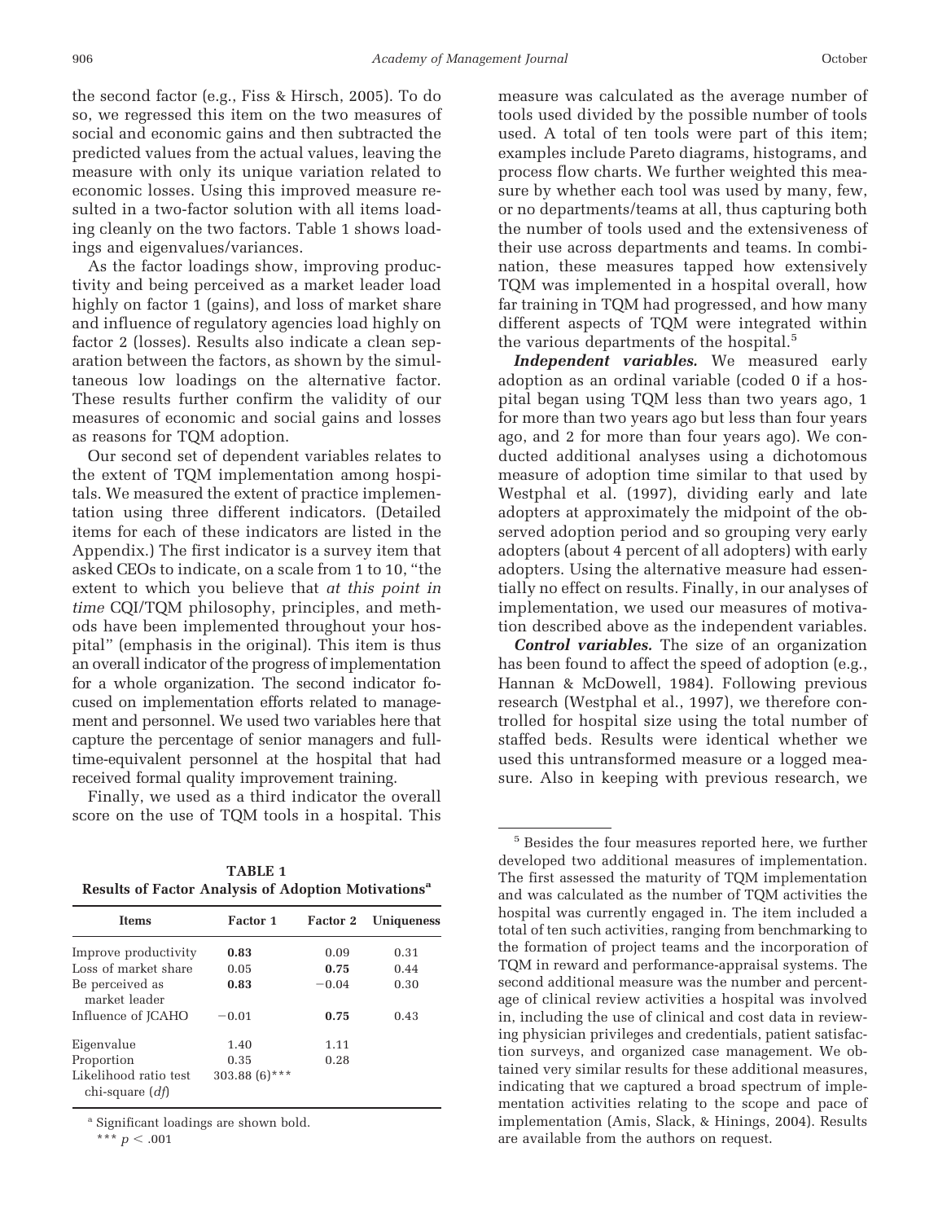the second factor (e.g., Fiss & Hirsch, 2005). To do so, we regressed this item on the two measures of social and economic gains and then subtracted the predicted values from the actual values, leaving the measure with only its unique variation related to economic losses. Using this improved measure resulted in a two-factor solution with all items loading cleanly on the two factors. Table 1 shows loadings and eigenvalues/variances.

As the factor loadings show, improving productivity and being perceived as a market leader load highly on factor 1 (gains), and loss of market share and influence of regulatory agencies load highly on factor 2 (losses). Results also indicate a clean separation between the factors, as shown by the simultaneous low loadings on the alternative factor. These results further confirm the validity of our measures of economic and social gains and losses as reasons for TQM adoption.

Our second set of dependent variables relates to the extent of TQM implementation among hospitals. We measured the extent of practice implementation using three different indicators. (Detailed items for each of these indicators are listed in the Appendix.) The first indicator is a survey item that asked CEOs to indicate, on a scale from 1 to 10, "the extent to which you believe that *at this point in time* CQI/TQM philosophy, principles, and methods have been implemented throughout your hospital" (emphasis in the original). This item is thus an overall indicator of the progress of implementation for a whole organization. The second indicator focused on implementation efforts related to management and personnel. We used two variables here that capture the percentage of senior managers and full-time-equivalent personnel at the hospital that had received formal quality improvement training.

Finally, we used as a third indicator the overall score on the use of TQM tools in a hospital. This measure was calculated as the average number of tools used divided by the possible number of tools used. A total of ten tools were part of this item; examples include Pareto diagrams, histograms, and process flow charts. We further weighted this measure by whether each tool was used by many, few, or no departments/teams at all, thus capturing both the number of tools used and the extensiveness of their use across departments and teams. In combination, these measures tapped how extensively TQM was implemented in a hospital overall, how far training in TQM had progressed, and how many different aspects of TQM were integrated within the various departments of the hospital.[5]

**TABLE 1**
**Results of Factor Analysis of Adoption Motivations[a]**

| Items | Factor 1 | Factor 2 | Uniqueness |
|---|---|---|---|
| Improve productivity | **0.83** | 0.09 | 0.31 |
| Loss of market share | 0.05 | **0.75** | 0.44 |
| Be perceived as market leader | **0.83** | −0.04 | 0.30 |
| Influence of JCAHO | −0.01 | **0.75** | 0.43 |
| Eigenvalue | 1.40 | 1.11 | |
| Proportion | 0.35 | 0.28 | |
| Likelihood ratio test chi-square (*df*) | 303.88 (6)*** | | |

[a] Significant loadings are shown bold.

*** $p < .001$

***Independent variables.*** We measured early adoption as an ordinal variable (coded 0 if a hospital began using TQM less than two years ago, 1 for more than two years ago but less than four years ago, and 2 for more than four years ago). We conducted additional analyses using a dichotomous measure of adoption time similar to that used by Westphal et al. (1997), dividing early and late adopters at approximately the midpoint of the observed adoption period and so grouping very early adopters (about 4 percent of all adopters) with early adopters. Using the alternative measure had essentially no effect on results. Finally, in our analyses of implementation, we used our measures of motivation described above as the independent variables.

***Control variables.*** The size of an organization has been found to affect the speed of adoption (e.g., Hannan & McDowell, 1984). Following previous research (Westphal et al., 1997), we therefore controlled for hospital size using the total number of staffed beds. Results were identical whether we used this untransformed measure or a logged measure. Also in keeping with previous research, we

[5] Besides the four measures reported here, we further developed two additional measures of implementation. The first assessed the maturity of TQM implementation and was calculated as the number of TQM activities the hospital was currently engaged in. The item included a total of ten such activities, ranging from benchmarking to the formation of project teams and the incorporation of TQM in reward and performance-appraisal systems. The second additional measure was the number and percentage of clinical review activities a hospital was involved in, including the use of clinical and cost data in reviewing physician privileges and credentials, patient satisfaction surveys, and organized case management. We obtained very similar results for these additional measures, indicating that we captured a broad spectrum of implementation activities relating to the scope and pace of implementation (Amis, Slack, & Hinings, 2004). Results are available from the authors on request.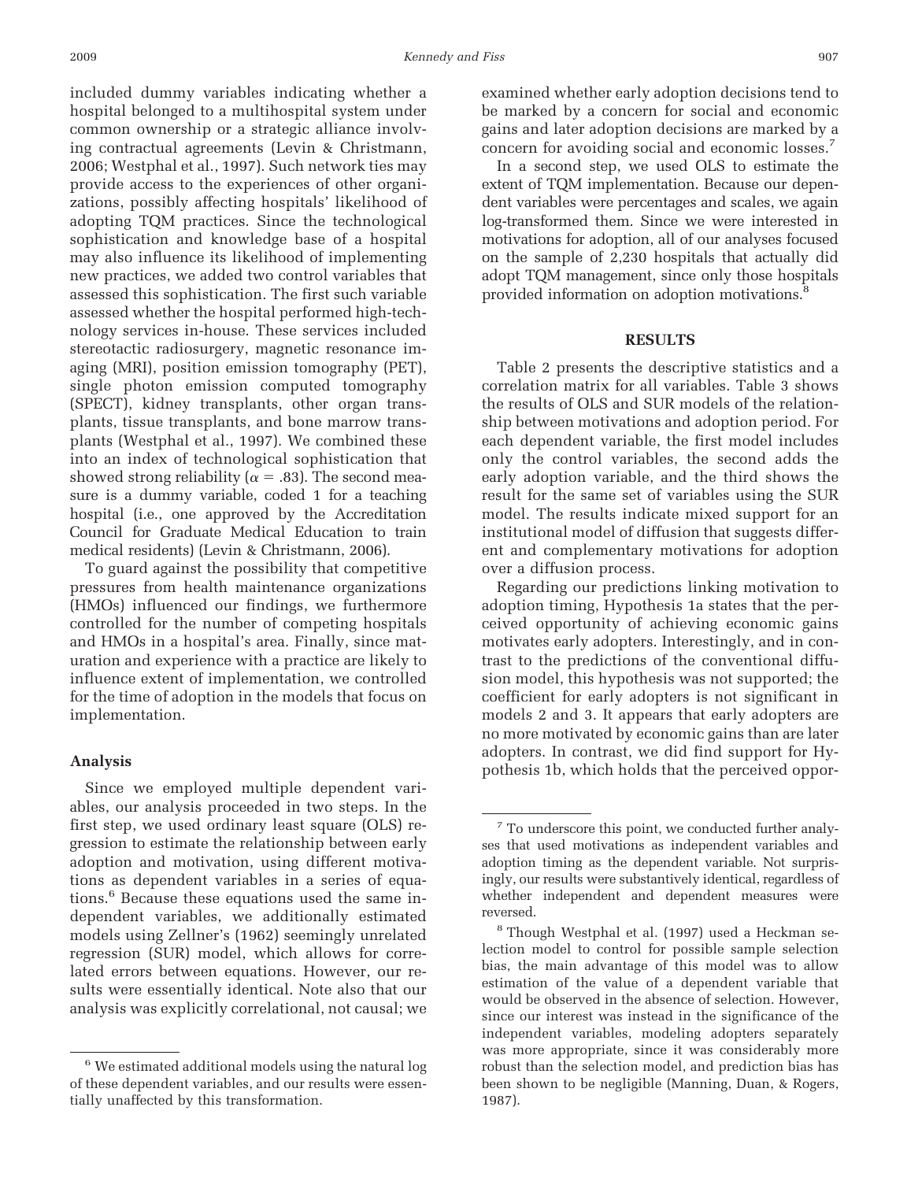included dummy variables indicating whether a hospital belonged to a multihospital system under common ownership or a strategic alliance involving contractual agreements (Levin & Christmann, 2006; Westphal et al., 1997). Such network ties may provide access to the experiences of other organizations, possibly affecting hospitals' likelihood of adopting TQM practices. Since the technological sophistication and knowledge base of a hospital may also influence its likelihood of implementing new practices, we added two control variables that assessed this sophistication. The first such variable assessed whether the hospital performed high-technology services in-house. These services included stereotactic radiosurgery, magnetic resonance imaging (MRI), position emission tomography (PET), single photon emission computed tomography (SPECT), kidney transplants, other organ transplants, tissue transplants, and bone marrow transplants (Westphal et al., 1997). We combined these into an index of technological sophistication that showed strong reliability ($\alpha = .83$). The second measure is a dummy variable, coded 1 for a teaching hospital (i.e., one approved by the Accreditation Council for Graduate Medical Education to train medical residents) (Levin & Christmann, 2006).

To guard against the possibility that competitive pressures from health maintenance organizations (HMOs) influenced our findings, we furthermore controlled for the number of competing hospitals and HMOs in a hospital's area. Finally, since maturation and experience with a practice are likely to influence extent of implementation, we controlled for the time of adoption in the models that focus on implementation.

### Analysis

Since we employed multiple dependent variables, our analysis proceeded in two steps. In the first step, we used ordinary least square (OLS) regression to estimate the relationship between early adoption and motivation, using different motivations as dependent variables in a series of equations.[6] Because these equations used the same independent variables, we additionally estimated models using Zellner's (1962) seemingly unrelated regression (SUR) model, which allows for correlated errors between equations. However, our results were essentially identical. Note also that our analysis was explicitly correlational, not causal; we examined whether early adoption decisions tend to be marked by a concern for social and economic gains and later adoption decisions are marked by a concern for avoiding social and economic losses.[7]

In a second step, we used OLS to estimate the extent of TQM implementation. Because our dependent variables were percentages and scales, we again log-transformed them. Since we were interested in motivations for adoption, all of our analyses focused on the sample of 2,230 hospitals that actually did adopt TQM management, since only those hospitals provided information on adoption motivations.[8]

## RESULTS

Table 2 presents the descriptive statistics and a correlation matrix for all variables. Table 3 shows the results of OLS and SUR models of the relationship between motivations and adoption period. For each dependent variable, the first model includes only the control variables, the second adds the early adoption variable, and the third shows the result for the same set of variables using the SUR model. The results indicate mixed support for an institutional model of diffusion that suggests different and complementary motivations for adoption over a diffusion process.

Regarding our predictions linking motivation to adoption timing, Hypothesis 1a states that the perceived opportunity of achieving economic gains motivates early adopters. Interestingly, and in contrast to the predictions of the conventional diffusion model, this hypothesis was not supported; the coefficient for early adopters is not significant in models 2 and 3. It appears that early adopters are no more motivated by economic gains than are later adopters. In contrast, we did find support for Hypothesis 1b, which holds that the perceived oppor-

---

[6] We estimated additional models using the natural log of these dependent variables, and our results were essentially unaffected by this transformation.

[7] To underscore this point, we conducted further analyses that used motivations as independent variables and adoption timing as the dependent variable. Not surprisingly, our results were substantively identical, regardless of whether independent and dependent measures were reversed.

[8] Though Westphal et al. (1997) used a Heckman selection model to control for possible sample selection bias, the main advantage of this model was to allow estimation of the value of a dependent variable that would be observed in the absence of selection. However, since our interest was instead in the significance of the independent variables, modeling adopters separately was more appropriate, since it was considerably more robust than the selection model, and prediction bias has been shown to be negligible (Manning, Duan, & Rogers, 1987).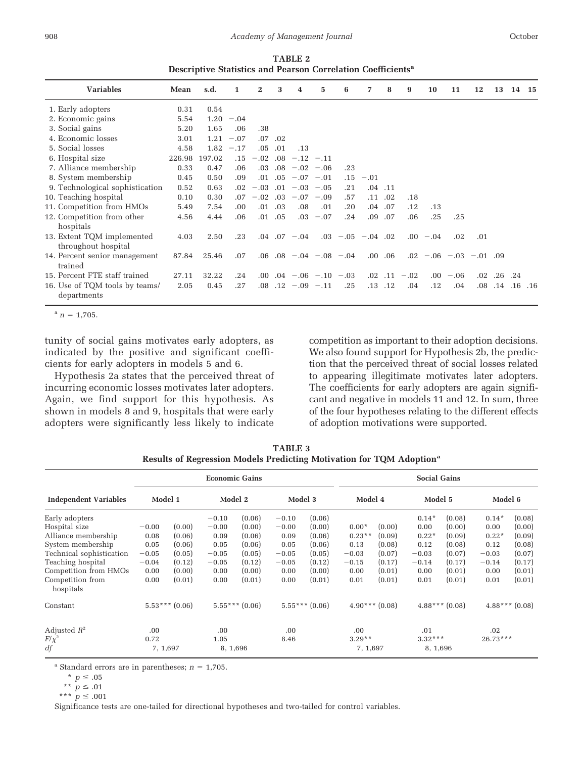**TABLE 2**
**Descriptive Statistics and Pearson Correlation Coefficients[a]**

| Variables | Mean | s.d. | 1 | 2 | 3 | 4 | 5 | 6 | 7 | 8 | 9 | 10 | 11 | 12 | 13 | 14 | 15 |
|---|---|---|---|---|---|---|---|---|---|---|---|---|---|---|---|---|---|
| 1. Early adopters | 0.31 | 0.54 | | | | | | | | | | | | | | | |
| 2. Economic gains | 5.54 | 1.20 | −.04 | | | | | | | | | | | | | | |
| 3. Social gains | 5.20 | 1.65 | .06 | .38 | | | | | | | | | | | | | |
| 4. Economic losses | 3.01 | 1.21 | −.07 | .07 | .02 | | | | | | | | | | | | |
| 5. Social losses | 4.58 | 1.82 | −.17 | .05 | .01 | .13 | | | | | | | | | | | |
| 6. Hospital size | 226.98 | 197.02 | .15 | −.02 | .08 | −.12 | −.11 | | | | | | | | | | |
| 7. Alliance membership | 0.33 | 0.47 | .06 | .03 | .08 | −.02 | −.06 | .23 | | | | | | | | | |
| 8. System membership | 0.45 | 0.50 | .09 | .01 | .05 | −.07 | −.01 | .15 | −.01 | | | | | | | | |
| 9. Technological sophistication | 0.52 | 0.63 | .02 | −.03 | .01 | −.03 | −.05 | .21 | .04 | .11 | | | | | | | |
| 10. Teaching hospital | 0.10 | 0.30 | .07 | −.02 | .03 | −.07 | −.09 | .57 | .11 | .02 | .18 | | | | | | |
| 11. Competition from HMOs | 5.49 | 7.54 | .00 | .01 | .03 | .08 | .01 | .20 | .04 | .07 | .12 | .13 | | | | | |
| 12. Competition from other hospitals | 4.56 | 4.44 | .06 | .01 | .05 | .03 | −.07 | .24 | .09 | .07 | .06 | .25 | .25 | | | | |
| 13. Extent TQM implemented throughout hospital | 4.03 | 2.50 | .23 | .04 | .07 | −.04 | .03 | −.05 | −.04 | .02 | .00 | −.04 | .02 | .01 | | | |
| 14. Percent senior management trained | 87.84 | 25.46 | .07 | .06 | .08 | −.04 | −.08 | −.04 | .00 | .06 | .02 | −.06 | −.03 | −.01 | .09 | | |
| 15. Percent FTE staff trained | 27.11 | 32.22 | .24 | .00 | .04 | −.06 | −.10 | −.03 | .02 | .11 | −.02 | .00 | −.06 | .02 | .26 | .24 | |
| 16. Use of TQM tools by teams/departments | 2.05 | 0.45 | .27 | .08 | .12 | −.09 | −.11 | .25 | .13 | .12 | .04 | .12 | .04 | .08 | .14 | .16 | .16 |

[a] $n = 1{,}705$.

tunity of social gains motivates early adopters, as indicated by the positive and significant coefficients for early adopters in models 5 and 6.

Hypothesis 2a states that the perceived threat of incurring economic losses motivates later adopters. Again, we find support for this hypothesis. As shown in models 8 and 9, hospitals that were early adopters were significantly less likely to indicate competition as important to their adoption decisions. We also found support for Hypothesis 2b, the prediction that the perceived threat of social losses related to appearing illegitimate motivates later adopters. The coefficients for early adopters are again significant and negative in models 11 and 12. In sum, three of the four hypotheses relating to the different effects of adoption motivations were supported.

**TABLE 3**
**Results of Regression Models Predicting Motivation for TQM Adoption[a]**

| | Economic Gains | | | | | | Social Gains | | | | | |
|---|---|---|---|---|---|---|---|---|---|---|---|---|
| **Independent Variables** | **Model 1** | | **Model 2** | | **Model 3** | | **Model 4** | | **Model 5** | | **Model 6** | |
| Early adopters | | | −0.10 | (0.06) | −0.10 | (0.06) | | | 0.14* | (0.08) | 0.14* | (0.08) |
| Hospital size | −0.00 | (0.00) | −0.00 | (0.00) | −0.00 | (0.00) | 0.00* | (0.00) | 0.00 | (0.00) | 0.00 | (0.00) |
| Alliance membership | 0.08 | (0.06) | 0.09 | (0.06) | 0.09 | (0.06) | 0.23** | (0.09) | 0.22* | (0.09) | 0.22* | (0.09) |
| System membership | 0.05 | (0.06) | 0.05 | (0.06) | 0.05 | (0.06) | 0.13 | (0.08) | 0.12 | (0.08) | 0.12 | (0.08) |
| Technical sophistication | −0.05 | (0.05) | −0.05 | (0.05) | −0.05 | (0.05) | −0.03 | (0.07) | −0.03 | (0.07) | −0.03 | (0.07) |
| Teaching hospital | −0.04 | (0.12) | −0.05 | (0.12) | −0.05 | (0.12) | −0.15 | (0.17) | −0.14 | (0.17) | −0.14 | (0.17) |
| Competition from HMOs | 0.00 | (0.00) | 0.00 | (0.00) | 0.00 | (0.00) | 0.00 | (0.01) | 0.00 | (0.01) | 0.00 | (0.01) |
| Competition from hospitals | 0.00 | (0.01) | 0.00 | (0.01) | 0.00 | (0.01) | 0.01 | (0.01) | 0.01 | (0.01) | 0.01 | (0.01) |
| Constant | 5.53*** | (0.06) | 5.55*** | (0.06) | 5.55*** | (0.06) | 4.90*** | (0.08) | 4.88*** | (0.08) | 4.88*** | (0.08) |
| Adjusted $R^2$ | .00 | | .00 | | .00 | | .00 | | .01 | | .02 | |
| $F/\chi^2$ | 0.72 | | 1.05 | | 8.46 | | 3.29** | | 3.32*** | | 26.73*** | |
| *df* | 7, 1,697 | | 8, 1,696 | | | | 7, 1,697 | | 8, 1,696 | | | |

[a] Standard errors are in parentheses; $n = 1{,}705$.

\* $p \leq .05$

\*\* $p \leq .01$

\*\*\* $p \leq .001$

Significance tests are one-tailed for directional hypotheses and two-tailed for control variables.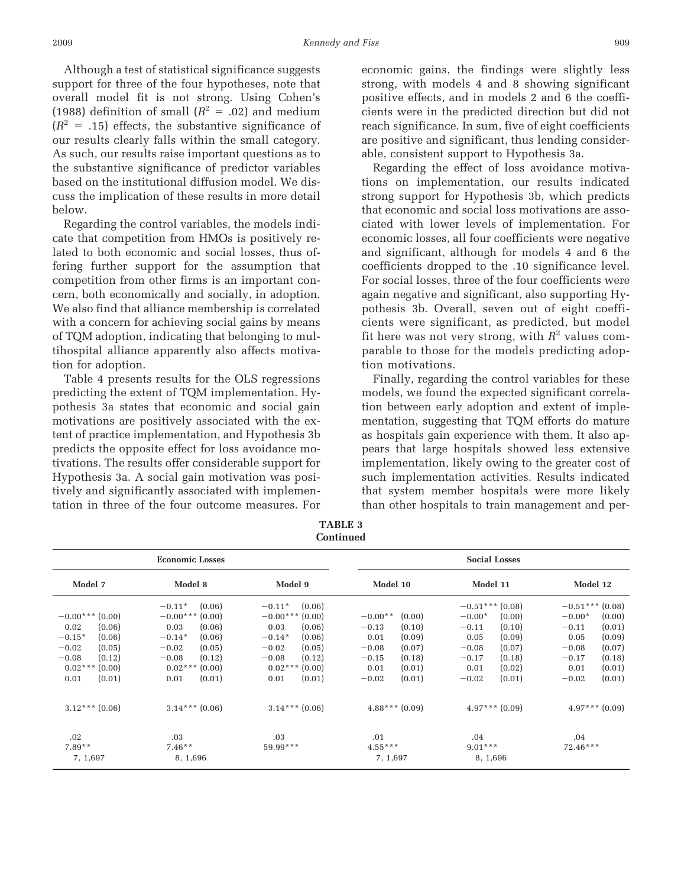Although a test of statistical significance suggests support for three of the four hypotheses, note that overall model fit is not strong. Using Cohen's (1988) definition of small ($R^2$ = .02) and medium ($R^2$ = .15) effects, the substantive significance of our results clearly falls within the small category. As such, our results raise important questions as to the substantive significance of predictor variables based on the institutional diffusion model. We discuss the implication of these results in more detail below.

Regarding the control variables, the models indicate that competition from HMOs is positively related to both economic and social losses, thus offering further support for the assumption that competition from other firms is an important concern, both economically and socially, in adoption. We also find that alliance membership is correlated with a concern for achieving social gains by means of TQM adoption, indicating that belonging to multihospital alliance apparently also affects motivation for adoption.

Table 4 presents results for the OLS regressions predicting the extent of TQM implementation. Hypothesis 3a states that economic and social gain motivations are positively associated with the extent of practice implementation, and Hypothesis 3b predicts the opposite effect for loss avoidance motivations. The results offer considerable support for Hypothesis 3a. A social gain motivation was positively and significantly associated with implementation in three of the four outcome measures. For economic gains, the findings were slightly less strong, with models 4 and 8 showing significant positive effects, and in models 2 and 6 the coefficients were in the predicted direction but did not reach significance. In sum, five of eight coefficients are positive and significant, thus lending considerable, consistent support to Hypothesis 3a.

Regarding the effect of loss avoidance motivations on implementation, our results indicated strong support for Hypothesis 3b, which predicts that economic and social loss motivations are associated with lower levels of implementation. For economic losses, all four coefficients were negative and significant, although for models 4 and 6 the coefficients dropped to the .10 significance level. For social losses, three of the four coefficients were again negative and significant, also supporting Hypothesis 3b. Overall, seven out of eight coefficients were significant, as predicted, but model fit here was not very strong, with $R^2$ values comparable to those for the models predicting adoption motivations.

Finally, regarding the control variables for these models, we found the expected significant correlation between early adoption and extent of implementation, suggesting that TQM efforts do mature as hospitals gain experience with them. It also appears that large hospitals showed less extensive implementation, likely owing to the greater cost of such implementation activities. Results indicated that system member hospitals were more likely than other hospitals to train management and per-

**TABLE 3**
**Continued**

| Economic Losses | | | Social Losses | | |
|---|---|---|---|---|---|
| Model 7 | Model 8 | Model 9 | Model 10 | Model 11 | Model 12 |
| | −0.11* (0.06) | −0.11* (0.06) | | −0.51*** (0.08) | −0.51*** (0.08) |
| −0.00*** (0.00) | −0.00*** (0.00) | −0.00*** (0.00) | −0.00** (0.00) | −0.00* (0.00) | −0.00* (0.00) |
| 0.02 (0.06) | 0.03 (0.06) | 0.03 (0.06) | −0.13 (0.10) | −0.11 (0.10) | −0.11 (0.01) |
| −0.15* (0.06) | −0.14* (0.06) | −0.14* (0.06) | 0.01 (0.09) | 0.05 (0.09) | 0.05 (0.09) |
| −0.02 (0.05) | −0.02 (0.05) | −0.02 (0.05) | −0.08 (0.07) | −0.08 (0.07) | −0.08 (0.07) |
| −0.08 (0.12) | −0.08 (0.12) | −0.08 (0.12) | −0.15 (0.18) | −0.17 (0.18) | −0.17 (0.18) |
| 0.02*** (0.00) | 0.02*** (0.00) | 0.02*** (0.00) | 0.01 (0.01) | 0.01 (0.02) | 0.01 (0.01) |
| 0.01 (0.01) | 0.01 (0.01) | 0.01 (0.01) | −0.02 (0.01) | −0.02 (0.01) | −0.02 (0.01) |
| 3.12*** (0.06) | 3.14*** (0.06) | 3.14*** (0.06) | 4.88*** (0.09) | 4.97*** (0.09) | 4.97*** (0.09) |
| .02 | .03 | .03 | .01 | .04 | .04 |
| 7.89** | 7.46** | 59.99*** | 4.55*** | 9.01*** | 72.46*** |
| 7, 1,697 | 8, 1,696 | | 7, 1,697 | 8, 1,696 | |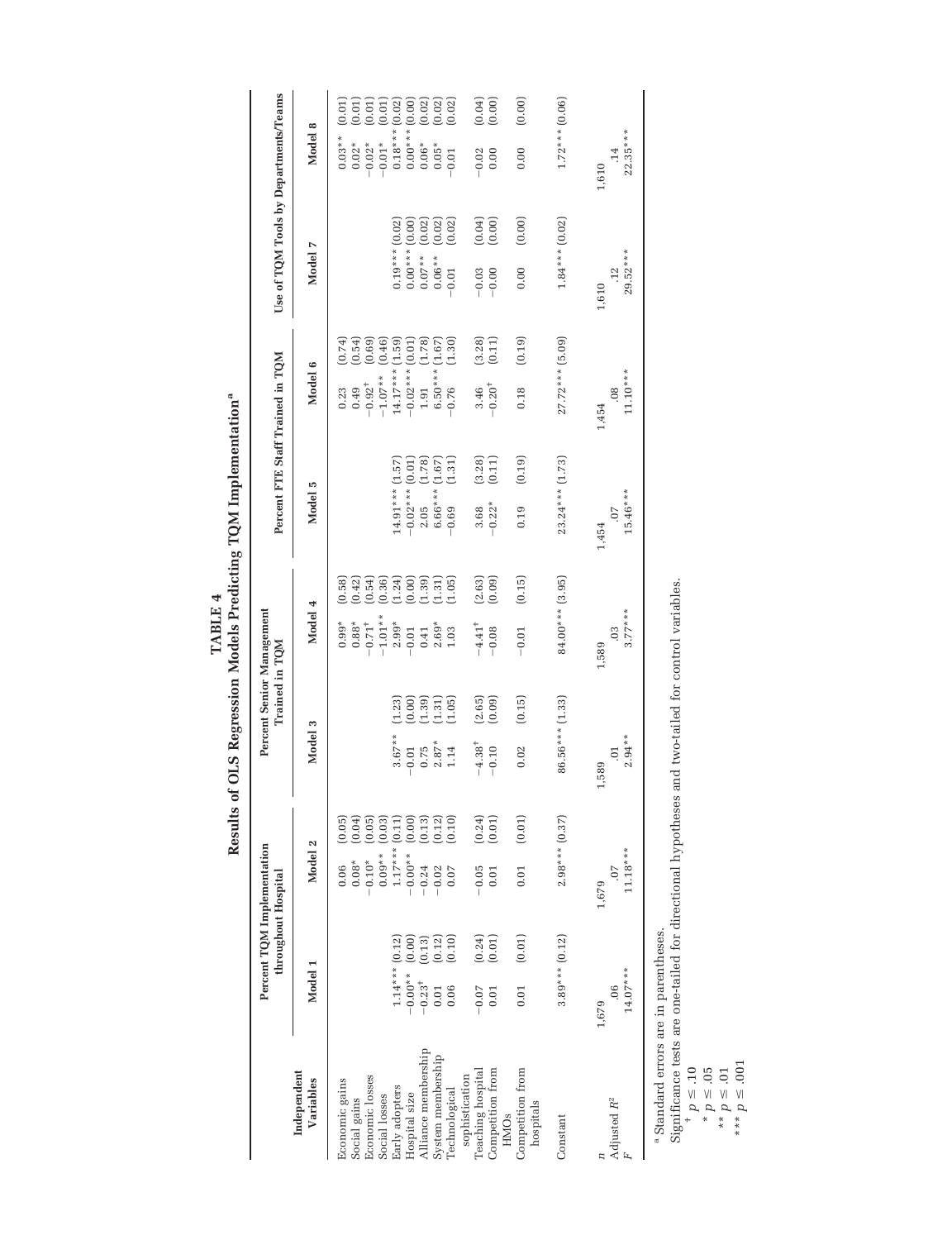**TABLE 4**

**Results of OLS Regression Models Predicting TQM Implementation[a]**

| Independent Variables | Percent TQM Implementation throughout Hospital | | Percent Senior Management Trained in TQM | | Percent FTE Staff Trained in TQM | | Use of TQM Tools by Departments/Teams | |
|---|---|---|---|---|---|---|---|---|
| | Model 1 | Model 2 | Model 3 | Model 4 | Model 5 | Model 6 | Model 7 | Model 8 |
| Economic gains | | 0.06 (0.05) | | 0.99* (0.58) | | 0.23 (0.74) | | 0.03** (0.01) |
| Social gains | | 0.08* (0.04) | | 0.88* (0.42) | | 0.49 (0.54) | | 0.02* (0.01) |
| Economic losses | | −0.10* (0.05) | | −0.71† (0.54) | | −0.92† (0.69) | | −0.02* (0.01) |
| Social losses | | 0.09** (0.03) | | −1.01** (0.36) | | −1.07** (0.46) | | −0.01* (0.01) |
| Early adopters | 1.14*** (0.12) | 1.17*** (0.11) | 3.67** (1.23) | 2.99* (1.24) | 14.91*** (1.57) | 14.17*** (1.59) | 0.19*** (0.02) | 0.18*** (0.02) |
| Hospital size | −0.00** (0.00) | −0.00** (0.00) | −0.01 (0.00) | −0.01 (0.00) | −0.02*** (0.01) | −0.02*** (0.01) | 0.00*** (0.00) | 0.00*** (0.00) |
| Alliance membership | −0.23† (0.13) | −0.24 (0.13) | 0.75 (1.39) | 0.41 (1.39) | 2.05 (1.78) | 1.91 (1.78) | 0.07** (0.02) | 0.06* (0.02) |
| System membership | 0.01 (0.12) | −0.02 (0.12) | 2.87* (1.31) | 2.69* (1.31) | 6.66*** (1.67) | 6.50*** (1.67) | 0.06** (0.02) | 0.05* (0.02) |
| Technological sophistication | 0.06 (0.10) | 0.07 (0.10) | 1.14 (1.05) | 1.03 (1.05) | −0.69 (1.31) | −0.76 (1.30) | −0.01 (0.02) | −0.01 (0.02) |
| Teaching hospital | −0.07 (0.24) | −0.05 (0.24) | −4.38† (2.65) | −4.41† (2.63) | 3.68 (3.28) | 3.46 (3.28) | −0.03 (0.04) | −0.02 (0.04) |
| Competition from HMOs | 0.01 (0.01) | 0.01 (0.01) | −0.10 (0.09) | −0.08 (0.09) | −0.22* (0.11) | −0.20† (0.11) | −0.00 (0.00) | 0.00 (0.00) |
| Competition from hospitals | 0.01 (0.01) | 0.01 (0.01) | 0.02 (0.15) | −0.01 (0.15) | 0.19 (0.19) | 0.18 (0.19) | 0.00 (0.00) | 0.00 (0.00) |
| Constant | 3.89*** (0.12) | 2.98*** (0.37) | 86.56*** (1.33) | 84.00*** (3.95) | 23.24*** (1.73) | 27.72*** (5.09) | 1.84*** (0.02) | 1.72*** (0.06) |
| $n$ | 1,679 | 1,679 | 1,589 | 1,589 | 1,454 | 1,454 | 1,610 | 1,610 |
| Adjusted $R^2$ | .06 | .07 | .01 | .03 | .07 | .08 | .12 | .14 |
| $F$ | 14.07*** | 11.18*** | 2.94** | 3.77*** | 15.46*** | 11.10*** | 29.52*** | 22.35*** |

[a] Standard errors are in parentheses.

Significance tests are one-tailed for directional hypotheses and two-tailed for control variables.

† $p \leq .10$

* $p \leq .05$

** $p \leq .01$

*** $p \leq .001$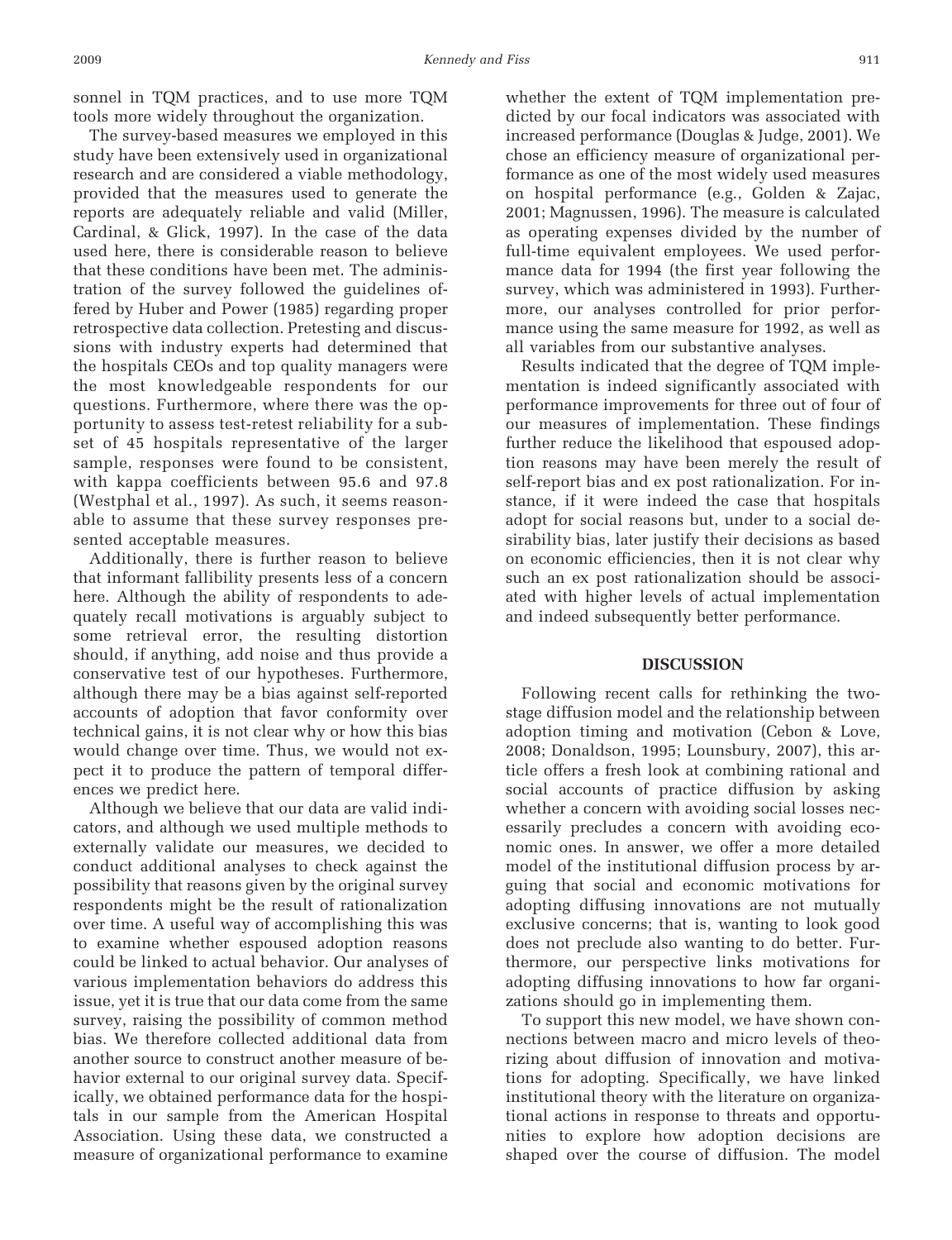sonnel in TQM practices, and to use more TQM tools more widely throughout the organization.

The survey-based measures we employed in this study have been extensively used in organizational research and are considered a viable methodology, provided that the measures used to generate the reports are adequately reliable and valid (Miller, Cardinal, & Glick, 1997). In the case of the data used here, there is considerable reason to believe that these conditions have been met. The administration of the survey followed the guidelines offered by Huber and Power (1985) regarding proper retrospective data collection. Pretesting and discussions with industry experts had determined that the hospitals CEOs and top quality managers were the most knowledgeable respondents for our questions. Furthermore, where there was the opportunity to assess test-retest reliability for a subset of 45 hospitals representative of the larger sample, responses were found to be consistent, with kappa coefficients between 95.6 and 97.8 (Westphal et al., 1997). As such, it seems reasonable to assume that these survey responses presented acceptable measures.

Additionally, there is further reason to believe that informant fallibility presents less of a concern here. Although the ability of respondents to adequately recall motivations is arguably subject to some retrieval error, the resulting distortion should, if anything, add noise and thus provide a conservative test of our hypotheses. Furthermore, although there may be a bias against self-reported accounts of adoption that favor conformity over technical gains, it is not clear why or how this bias would change over time. Thus, we would not expect it to produce the pattern of temporal differences we predict here.

Although we believe that our data are valid indicators, and although we used multiple methods to externally validate our measures, we decided to conduct additional analyses to check against the possibility that reasons given by the original survey respondents might be the result of rationalization over time. A useful way of accomplishing this was to examine whether espoused adoption reasons could be linked to actual behavior. Our analyses of various implementation behaviors do address this issue, yet it is true that our data come from the same survey, raising the possibility of common method bias. We therefore collected additional data from another source to construct another measure of behavior external to our original survey data. Specifically, we obtained performance data for the hospitals in our sample from the American Hospital Association. Using these data, we constructed a measure of organizational performance to examine whether the extent of TQM implementation predicted by our focal indicators was associated with increased performance (Douglas & Judge, 2001). We chose an efficiency measure of organizational performance as one of the most widely used measures on hospital performance (e.g., Golden & Zajac, 2001; Magnussen, 1996). The measure is calculated as operating expenses divided by the number of full-time equivalent employees. We used performance data for 1994 (the first year following the survey, which was administered in 1993). Furthermore, our analyses controlled for prior performance using the same measure for 1992, as well as all variables from our substantive analyses.

Results indicated that the degree of TQM implementation is indeed significantly associated with performance improvements for three out of four of our measures of implementation. These findings further reduce the likelihood that espoused adoption reasons may have been merely the result of self-report bias and ex post rationalization. For instance, if it were indeed the case that hospitals adopt for social reasons but, under to a social desirability bias, later justify their decisions as based on economic efficiencies, then it is not clear why such an ex post rationalization should be associated with higher levels of actual implementation and indeed subsequently better performance.

## DISCUSSION

Following recent calls for rethinking the two-stage diffusion model and the relationship between adoption timing and motivation (Cebon & Love, 2008; Donaldson, 1995; Lounsbury, 2007), this article offers a fresh look at combining rational and social accounts of practice diffusion by asking whether a concern with avoiding social losses necessarily precludes a concern with avoiding economic ones. In answer, we offer a more detailed model of the institutional diffusion process by arguing that social and economic motivations for adopting diffusing innovations are not mutually exclusive concerns; that is, wanting to look good does not preclude also wanting to do better. Furthermore, our perspective links motivations for adopting diffusing innovations to how far organizations should go in implementing them.

To support this new model, we have shown connections between macro and micro levels of theorizing about diffusion of innovation and motivations for adopting. Specifically, we have linked institutional theory with the literature on organizational actions in response to threats and opportunities to explore how adoption decisions are shaped over the course of diffusion. The model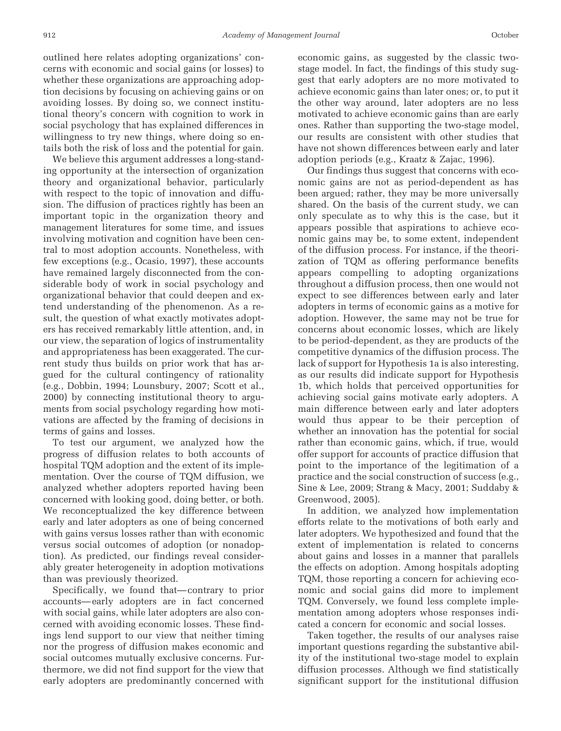outlined here relates adopting organizations' concerns with economic and social gains (or losses) to whether these organizations are approaching adoption decisions by focusing on achieving gains or on avoiding losses. By doing so, we connect institutional theory's concern with cognition to work in social psychology that has explained differences in willingness to try new things, where doing so entails both the risk of loss and the potential for gain.

We believe this argument addresses a long-standing opportunity at the intersection of organization theory and organizational behavior, particularly with respect to the topic of innovation and diffusion. The diffusion of practices rightly has been an important topic in the organization theory and management literatures for some time, and issues involving motivation and cognition have been central to most adoption accounts. Nonetheless, with few exceptions (e.g., Ocasio, 1997), these accounts have remained largely disconnected from the considerable body of work in social psychology and organizational behavior that could deepen and extend understanding of the phenomenon. As a result, the question of what exactly motivates adopters has received remarkably little attention, and, in our view, the separation of logics of instrumentality and appropriateness has been exaggerated. The current study thus builds on prior work that has argued for the cultural contingency of rationality (e.g., Dobbin, 1994; Lounsbury, 2007; Scott et al., 2000) by connecting institutional theory to arguments from social psychology regarding how motivations are affected by the framing of decisions in terms of gains and losses.

To test our argument, we analyzed how the progress of diffusion relates to both accounts of hospital TQM adoption and the extent of its implementation. Over the course of TQM diffusion, we analyzed whether adopters reported having been concerned with looking good, doing better, or both. We reconceptualized the key difference between early and later adopters as one of being concerned with gains versus losses rather than with economic versus social outcomes of adoption (or nonadoption). As predicted, our findings reveal considerably greater heterogeneity in adoption motivations than was previously theorized.

Specifically, we found that—contrary to prior accounts—early adopters are in fact concerned with social gains, while later adopters are also concerned with avoiding economic losses. These findings lend support to our view that neither timing nor the progress of diffusion makes economic and social outcomes mutually exclusive concerns. Furthermore, we did not find support for the view that early adopters are predominantly concerned with economic gains, as suggested by the classic two-stage model. In fact, the findings of this study suggest that early adopters are no more motivated to achieve economic gains than later ones; or, to put it the other way around, later adopters are no less motivated to achieve economic gains than are early ones. Rather than supporting the two-stage model, our results are consistent with other studies that have not shown differences between early and later adoption periods (e.g., Kraatz & Zajac, 1996).

Our findings thus suggest that concerns with economic gains are not as period-dependent as has been argued; rather, they may be more universally shared. On the basis of the current study, we can only speculate as to why this is the case, but it appears possible that aspirations to achieve economic gains may be, to some extent, independent of the diffusion process. For instance, if the theorization of TQM as offering performance benefits appears compelling to adopting organizations throughout a diffusion process, then one would not expect to see differences between early and later adopters in terms of economic gains as a motive for adoption. However, the same may not be true for concerns about economic losses, which are likely to be period-dependent, as they are products of the competitive dynamics of the diffusion process. The lack of support for Hypothesis 1a is also interesting, as our results did indicate support for Hypothesis 1b, which holds that perceived opportunities for achieving social gains motivate early adopters. A main difference between early and later adopters would thus appear to be their perception of whether an innovation has the potential for social rather than economic gains, which, if true, would offer support for accounts of practice diffusion that point to the importance of the legitimation of a practice and the social construction of success (e.g., Sine & Lee, 2009; Strang & Macy, 2001; Suddaby & Greenwood, 2005).

In addition, we analyzed how implementation efforts relate to the motivations of both early and later adopters. We hypothesized and found that the extent of implementation is related to concerns about gains and losses in a manner that parallels the effects on adoption. Among hospitals adopting TQM, those reporting a concern for achieving economic and social gains did more to implement TQM. Conversely, we found less complete implementation among adopters whose responses indicated a concern for economic and social losses.

Taken together, the results of our analyses raise important questions regarding the substantive ability of the institutional two-stage model to explain diffusion processes. Although we find statistically significant support for the institutional diffusion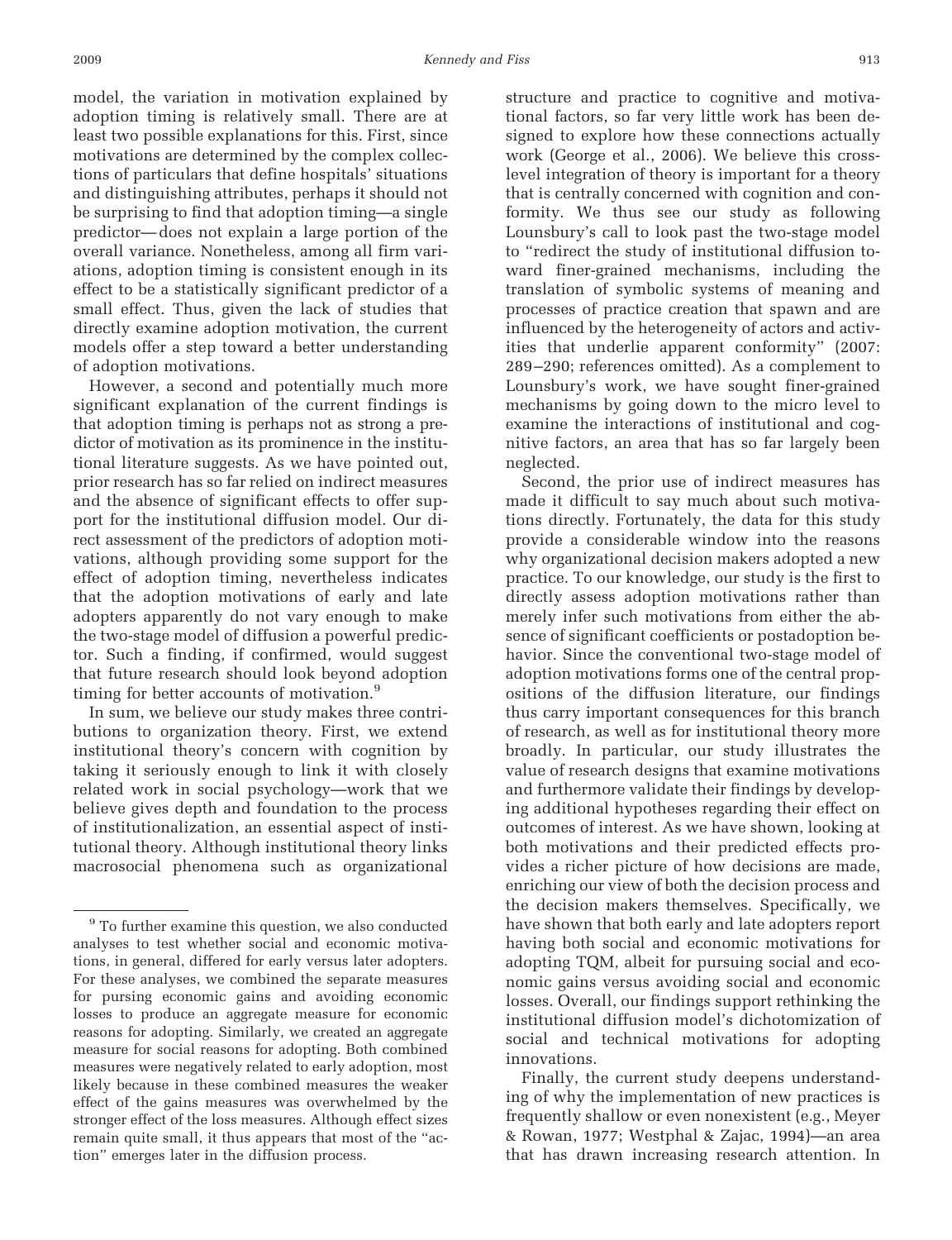model, the variation in motivation explained by adoption timing is relatively small. There are at least two possible explanations for this. First, since motivations are determined by the complex collections of particulars that define hospitals' situations and distinguishing attributes, perhaps it should not be surprising to find that adoption timing—a single predictor—does not explain a large portion of the overall variance. Nonetheless, among all firm variations, adoption timing is consistent enough in its effect to be a statistically significant predictor of a small effect. Thus, given the lack of studies that directly examine adoption motivation, the current models offer a step toward a better understanding of adoption motivations.

However, a second and potentially much more significant explanation of the current findings is that adoption timing is perhaps not as strong a predictor of motivation as its prominence in the institutional literature suggests. As we have pointed out, prior research has so far relied on indirect measures and the absence of significant effects to offer support for the institutional diffusion model. Our direct assessment of the predictors of adoption motivations, although providing some support for the effect of adoption timing, nevertheless indicates that the adoption motivations of early and late adopters apparently do not vary enough to make the two-stage model of diffusion a powerful predictor. Such a finding, if confirmed, would suggest that future research should look beyond adoption timing for better accounts of motivation.[9]

In sum, we believe our study makes three contributions to organization theory. First, we extend institutional theory's concern with cognition by taking it seriously enough to link it with closely related work in social psychology—work that we believe gives depth and foundation to the process of institutionalization, an essential aspect of institutional theory. Although institutional theory links macrosocial phenomena such as organizational structure and practice to cognitive and motivational factors, so far very little work has been designed to explore how these connections actually work (George et al., 2006). We believe this cross-level integration of theory is important for a theory that is centrally concerned with cognition and conformity. We thus see our study as following Lounsbury's call to look past the two-stage model to "redirect the study of institutional diffusion toward finer-grained mechanisms, including the translation of symbolic systems of meaning and processes of practice creation that spawn and are influenced by the heterogeneity of actors and activities that underlie apparent conformity" (2007: 289–290; references omitted). As a complement to Lounsbury's work, we have sought finer-grained mechanisms by going down to the micro level to examine the interactions of institutional and cognitive factors, an area that has so far largely been neglected.

Second, the prior use of indirect measures has made it difficult to say much about such motivations directly. Fortunately, the data for this study provide a considerable window into the reasons why organizational decision makers adopted a new practice. To our knowledge, our study is the first to directly assess adoption motivations rather than merely infer such motivations from either the absence of significant coefficients or postadoption behavior. Since the conventional two-stage model of adoption motivations forms one of the central propositions of the diffusion literature, our findings thus carry important consequences for this branch of research, as well as for institutional theory more broadly. In particular, our study illustrates the value of research designs that examine motivations and furthermore validate their findings by developing additional hypotheses regarding their effect on outcomes of interest. As we have shown, looking at both motivations and their predicted effects provides a richer picture of how decisions are made, enriching our view of both the decision process and the decision makers themselves. Specifically, we have shown that both early and late adopters report having both social and economic motivations for adopting TQM, albeit for pursuing social and economic gains versus avoiding social and economic losses. Overall, our findings support rethinking the institutional diffusion model's dichotomization of social and technical motivations for adopting innovations.

Finally, the current study deepens understanding of why the implementation of new practices is frequently shallow or even nonexistent (e.g., Meyer & Rowan, 1977; Westphal & Zajac, 1994)—an area that has drawn increasing research attention. In

[9] To further examine this question, we also conducted analyses to test whether social and economic motivations, in general, differed for early versus later adopters. For these analyses, we combined the separate measures for pursing economic gains and avoiding economic losses to produce an aggregate measure for economic reasons for adopting. Similarly, we created an aggregate measure for social reasons for adopting. Both combined measures were negatively related to early adoption, most likely because in these combined measures the weaker effect of the gains measures was overwhelmed by the stronger effect of the loss measures. Although effect sizes remain quite small, it thus appears that most of the "action" emerges later in the diffusion process.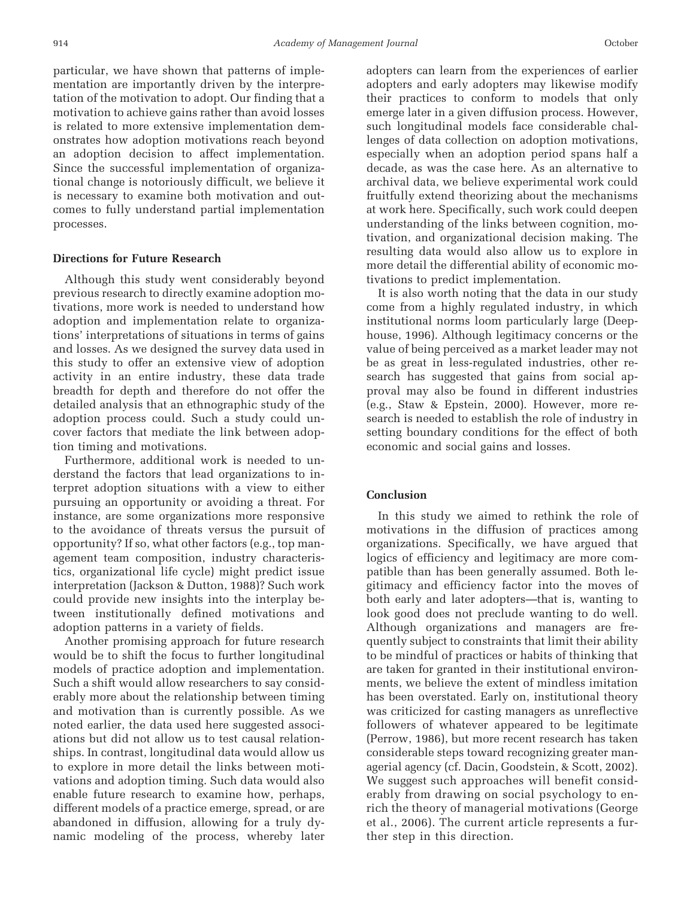particular, we have shown that patterns of implementation are importantly driven by the interpretation of the motivation to adopt. Our finding that a motivation to achieve gains rather than avoid losses is related to more extensive implementation demonstrates how adoption motivations reach beyond an adoption decision to affect implementation. Since the successful implementation of organizational change is notoriously difficult, we believe it is necessary to examine both motivation and outcomes to fully understand partial implementation processes.

### Directions for Future Research

Although this study went considerably beyond previous research to directly examine adoption motivations, more work is needed to understand how adoption and implementation relate to organizations' interpretations of situations in terms of gains and losses. As we designed the survey data used in this study to offer an extensive view of adoption activity in an entire industry, these data trade breadth for depth and therefore do not offer the detailed analysis that an ethnographic study of the adoption process could. Such a study could uncover factors that mediate the link between adoption timing and motivations.

Furthermore, additional work is needed to understand the factors that lead organizations to interpret adoption situations with a view to either pursuing an opportunity or avoiding a threat. For instance, are some organizations more responsive to the avoidance of threats versus the pursuit of opportunity? If so, what other factors (e.g., top management team composition, industry characteristics, organizational life cycle) might predict issue interpretation (Jackson & Dutton, 1988)? Such work could provide new insights into the interplay between institutionally defined motivations and adoption patterns in a variety of fields.

Another promising approach for future research would be to shift the focus to further longitudinal models of practice adoption and implementation. Such a shift would allow researchers to say considerably more about the relationship between timing and motivation than is currently possible. As we noted earlier, the data used here suggested associations but did not allow us to test causal relationships. In contrast, longitudinal data would allow us to explore in more detail the links between motivations and adoption timing. Such data would also enable future research to examine how, perhaps, different models of a practice emerge, spread, or are abandoned in diffusion, allowing for a truly dynamic modeling of the process, whereby later adopters can learn from the experiences of earlier adopters and early adopters may likewise modify their practices to conform to models that only emerge later in a given diffusion process. However, such longitudinal models face considerable challenges of data collection on adoption motivations, especially when an adoption period spans half a decade, as was the case here. As an alternative to archival data, we believe experimental work could fruitfully extend theorizing about the mechanisms at work here. Specifically, such work could deepen understanding of the links between cognition, motivation, and organizational decision making. The resulting data would also allow us to explore in more detail the differential ability of economic motivations to predict implementation.

It is also worth noting that the data in our study come from a highly regulated industry, in which institutional norms loom particularly large (Deephouse, 1996). Although legitimacy concerns or the value of being perceived as a market leader may not be as great in less-regulated industries, other research has suggested that gains from social approval may also be found in different industries (e.g., Staw & Epstein, 2000). However, more research is needed to establish the role of industry in setting boundary conditions for the effect of both economic and social gains and losses.

### Conclusion

In this study we aimed to rethink the role of motivations in the diffusion of practices among organizations. Specifically, we have argued that logics of efficiency and legitimacy are more compatible than has been generally assumed. Both legitimacy and efficiency factor into the moves of both early and later adopters—that is, wanting to look good does not preclude wanting to do well. Although organizations and managers are frequently subject to constraints that limit their ability to be mindful of practices or habits of thinking that are taken for granted in their institutional environments, we believe the extent of mindless imitation has been overstated. Early on, institutional theory was criticized for casting managers as unreflective followers of whatever appeared to be legitimate (Perrow, 1986), but more recent research has taken considerable steps toward recognizing greater managerial agency (cf. Dacin, Goodstein, & Scott, 2002). We suggest such approaches will benefit considerably from drawing on social psychology to enrich the theory of managerial motivations (George et al., 2006). The current article represents a further step in this direction.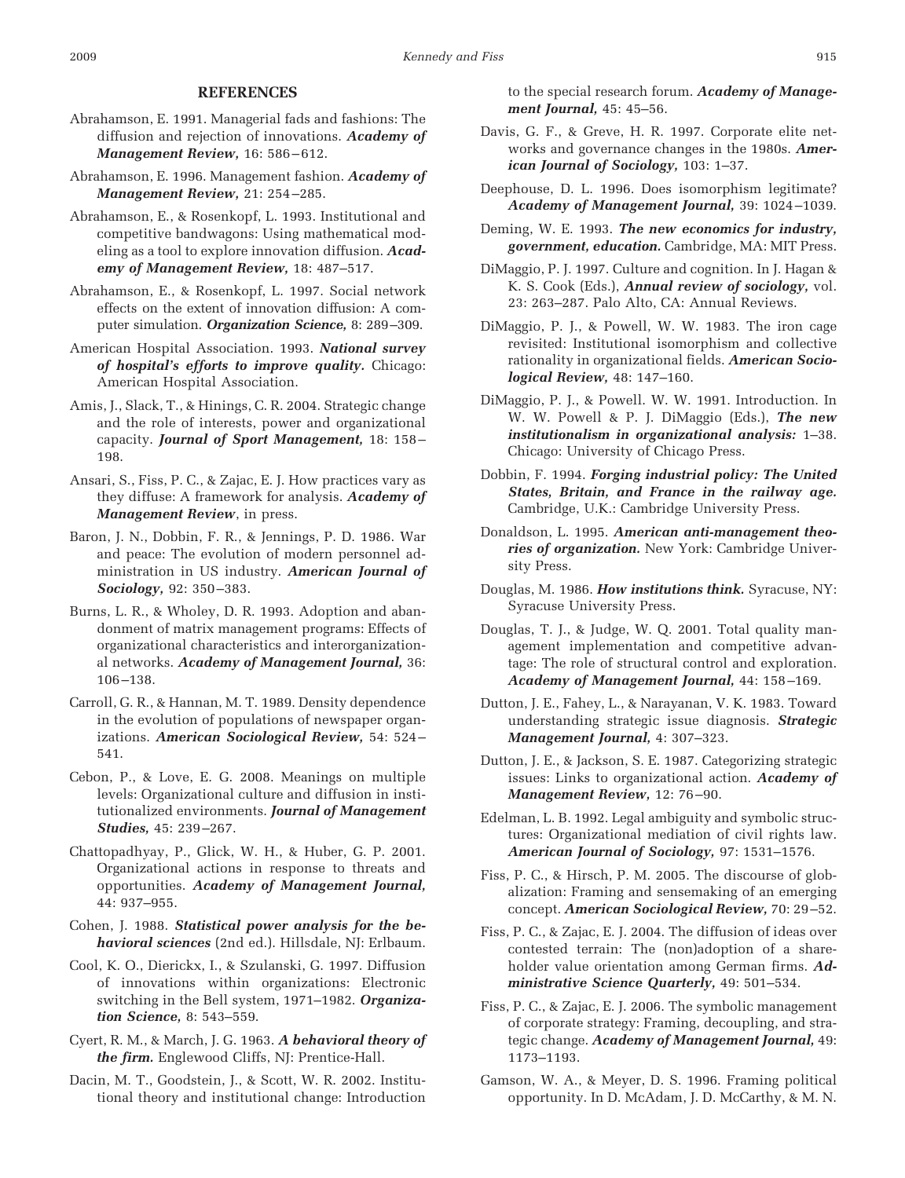## REFERENCES

Abrahamson, E. 1991. Managerial fads and fashions: The diffusion and rejection of innovations. ***Academy of Management Review,*** 16: 586–612.

Abrahamson, E. 1996. Management fashion. ***Academy of Management Review,*** 21: 254–285.

Abrahamson, E., & Rosenkopf, L. 1993. Institutional and competitive bandwagons: Using mathematical modeling as a tool to explore innovation diffusion. ***Academy of Management Review,*** 18: 487–517.

Abrahamson, E., & Rosenkopf, L. 1997. Social network effects on the extent of innovation diffusion: A computer simulation. ***Organization Science,*** 8: 289–309.

American Hospital Association. 1993. ***National survey of hospital's efforts to improve quality.*** Chicago: American Hospital Association.

Amis, J., Slack, T., & Hinings, C. R. 2004. Strategic change and the role of interests, power and organizational capacity. ***Journal of Sport Management,*** 18: 158–198.

Ansari, S., Fiss, P. C., & Zajac, E. J. How practices vary as they diffuse: A framework for analysis. ***Academy of Management Review***, in press.

Baron, J. N., Dobbin, F. R., & Jennings, P. D. 1986. War and peace: The evolution of modern personnel administration in US industry. ***American Journal of Sociology,*** 92: 350–383.

Burns, L. R., & Wholey, D. R. 1993. Adoption and abandonment of matrix management programs: Effects of organizational characteristics and interorganizational networks. ***Academy of Management Journal,*** 36: 106–138.

Carroll, G. R., & Hannan, M. T. 1989. Density dependence in the evolution of populations of newspaper organizations. ***American Sociological Review,*** 54: 524–541.

Cebon, P., & Love, E. G. 2008. Meanings on multiple levels: Organizational culture and diffusion in institutionalized environments. ***Journal of Management Studies,*** 45: 239–267.

Chattopadhyay, P., Glick, W. H., & Huber, G. P. 2001. Organizational actions in response to threats and opportunities. ***Academy of Management Journal,*** 44: 937–955.

Cohen, J. 1988. ***Statistical power analysis for the behavioral sciences*** (2nd ed.). Hillsdale, NJ: Erlbaum.

Cool, K. O., Dierickx, I., & Szulanski, G. 1997. Diffusion of innovations within organizations: Electronic switching in the Bell system, 1971–1982. ***Organization Science,*** 8: 543–559.

Cyert, R. M., & March, J. G. 1963. ***A behavioral theory of the firm.*** Englewood Cliffs, NJ: Prentice-Hall.

Dacin, M. T., Goodstein, J., & Scott, W. R. 2002. Institutional theory and institutional change: Introduction to the special research forum. ***Academy of Management Journal,*** 45: 45–56.

Davis, G. F., & Greve, H. R. 1997. Corporate elite networks and governance changes in the 1980s. ***American Journal of Sociology,*** 103: 1–37.

Deephouse, D. L. 1996. Does isomorphism legitimate? ***Academy of Management Journal,*** 39: 1024–1039.

Deming, W. E. 1993. ***The new economics for industry, government, education.*** Cambridge, MA: MIT Press.

DiMaggio, P. J. 1997. Culture and cognition. In J. Hagan & K. S. Cook (Eds.), ***Annual review of sociology,*** vol. 23: 263–287. Palo Alto, CA: Annual Reviews.

DiMaggio, P. J., & Powell, W. W. 1983. The iron cage revisited: Institutional isomorphism and collective rationality in organizational fields. ***American Sociological Review,*** 48: 147–160.

DiMaggio, P. J., & Powell. W. W. 1991. Introduction. In W. W. Powell & P. J. DiMaggio (Eds.), ***The new institutionalism in organizational analysis:*** 1–38. Chicago: University of Chicago Press.

Dobbin, F. 1994. ***Forging industrial policy: The United States, Britain, and France in the railway age.*** Cambridge, U.K.: Cambridge University Press.

Donaldson, L. 1995. ***American anti-management theories of organization.*** New York: Cambridge University Press.

Douglas, M. 1986. ***How institutions think.*** Syracuse, NY: Syracuse University Press.

Douglas, T. J., & Judge, W. Q. 2001. Total quality management implementation and competitive advantage: The role of structural control and exploration. ***Academy of Management Journal,*** 44: 158–169.

Dutton, J. E., Fahey, L., & Narayanan, V. K. 1983. Toward understanding strategic issue diagnosis. ***Strategic Management Journal,*** 4: 307–323.

Dutton, J. E., & Jackson, S. E. 1987. Categorizing strategic issues: Links to organizational action. ***Academy of Management Review,*** 12: 76–90.

Edelman, L. B. 1992. Legal ambiguity and symbolic structures: Organizational mediation of civil rights law. ***American Journal of Sociology,*** 97: 1531–1576.

Fiss, P. C., & Hirsch, P. M. 2005. The discourse of globalization: Framing and sensemaking of an emerging concept. ***American Sociological Review,*** 70: 29–52.

Fiss, P. C., & Zajac, E. J. 2004. The diffusion of ideas over contested terrain: The (non)adoption of a shareholder value orientation among German firms. ***Administrative Science Quarterly,*** 49: 501–534.

Fiss, P. C., & Zajac, E. J. 2006. The symbolic management of corporate strategy: Framing, decoupling, and strategic change. ***Academy of Management Journal,*** 49: 1173–1193.

Gamson, W. A., & Meyer, D. S. 1996. Framing political opportunity. In D. McAdam, J. D. McCarthy, & M. N.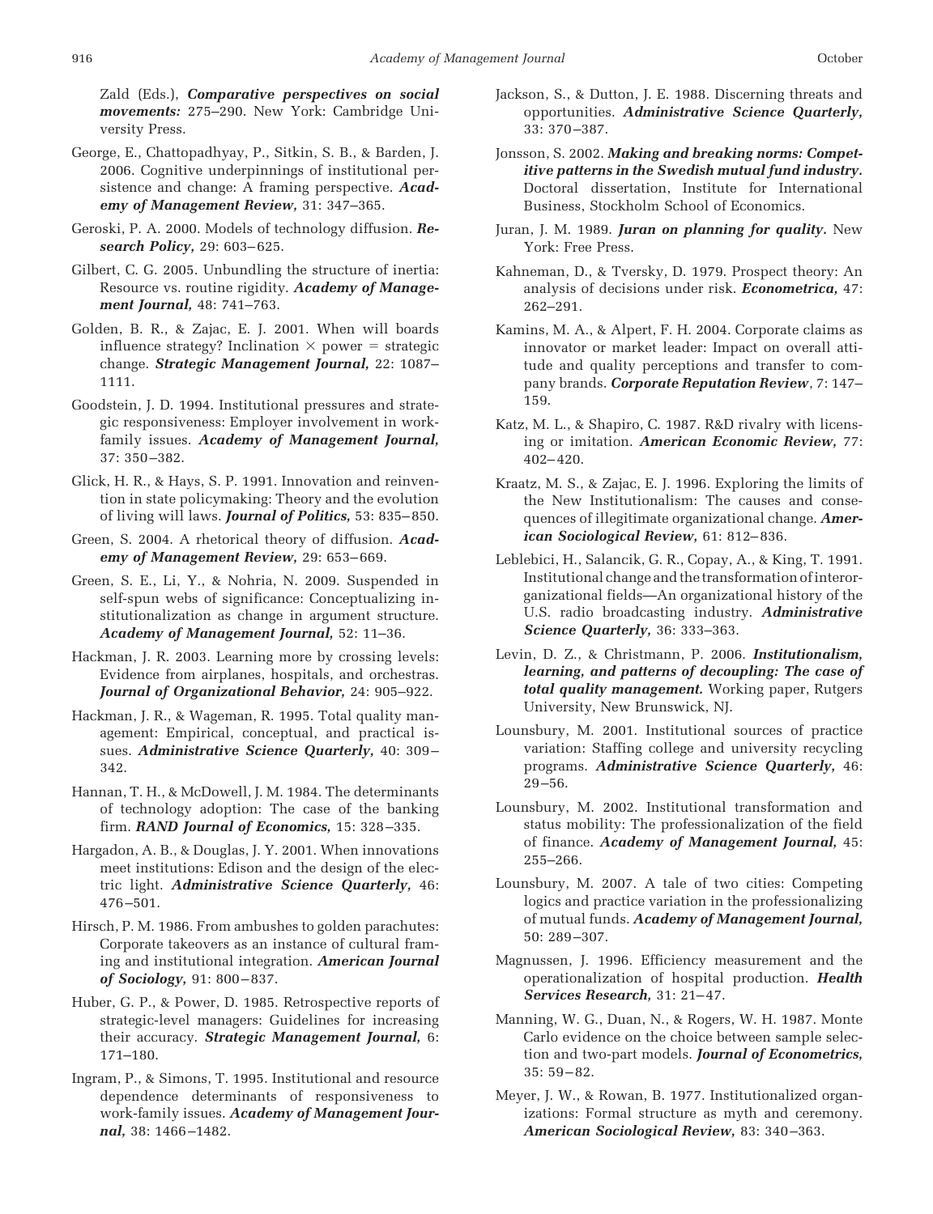Zald (Eds.), ***Comparative perspectives on social movements:*** 275–290. New York: Cambridge University Press.

George, E., Chattopadhyay, P., Sitkin, S. B., & Barden, J. 2006. Cognitive underpinnings of institutional persistence and change: A framing perspective. ***Academy of Management Review,*** 31: 347–365.

Geroski, P. A. 2000. Models of technology diffusion. ***Research Policy,*** 29: 603–625.

Gilbert, C. G. 2005. Unbundling the structure of inertia: Resource vs. routine rigidity. ***Academy of Management Journal,*** 48: 741–763.

Golden, B. R., & Zajac, E. J. 2001. When will boards influence strategy? Inclination × power = strategic change. ***Strategic Management Journal,*** 22: 1087–1111.

Goodstein, J. D. 1994. Institutional pressures and strategic responsiveness: Employer involvement in work-family issues. ***Academy of Management Journal,*** 37: 350–382.

Glick, H. R., & Hays, S. P. 1991. Innovation and reinvention in state policymaking: Theory and the evolution of living will laws. ***Journal of Politics,*** 53: 835–850.

Green, S. 2004. A rhetorical theory of diffusion. ***Academy of Management Review,*** 29: 653–669.

Green, S. E., Li, Y., & Nohria, N. 2009. Suspended in self-spun webs of significance: Conceptualizing institutionalization as change in argument structure. ***Academy of Management Journal,*** 52: 11–36.

Hackman, J. R. 2003. Learning more by crossing levels: Evidence from airplanes, hospitals, and orchestras. ***Journal of Organizational Behavior,*** 24: 905–922.

Hackman, J. R., & Wageman, R. 1995. Total quality management: Empirical, conceptual, and practical issues. ***Administrative Science Quarterly,*** 40: 309–342.

Hannan, T. H., & McDowell, J. M. 1984. The determinants of technology adoption: The case of the banking firm. ***RAND Journal of Economics,*** 15: 328–335.

Hargadon, A. B., & Douglas, J. Y. 2001. When innovations meet institutions: Edison and the design of the electric light. ***Administrative Science Quarterly,*** 46: 476–501.

Hirsch, P. M. 1986. From ambushes to golden parachutes: Corporate takeovers as an instance of cultural framing and institutional integration. ***American Journal of Sociology,*** 91: 800–837.

Huber, G. P., & Power, D. 1985. Retrospective reports of strategic-level managers: Guidelines for increasing their accuracy. ***Strategic Management Journal,*** 6: 171–180.

Ingram, P., & Simons, T. 1995. Institutional and resource dependence determinants of responsiveness to work-family issues. ***Academy of Management Journal,*** 38: 1466–1482.

Jackson, S., & Dutton, J. E. 1988. Discerning threats and opportunities. ***Administrative Science Quarterly,*** 33: 370–387.

Jonsson, S. 2002. ***Making and breaking norms: Competitive patterns in the Swedish mutual fund industry.*** Doctoral dissertation, Institute for International Business, Stockholm School of Economics.

Juran, J. M. 1989. ***Juran on planning for quality.*** New York: Free Press.

Kahneman, D., & Tversky, D. 1979. Prospect theory: An analysis of decisions under risk. ***Econometrica,*** 47: 262–291.

Kamins, M. A., & Alpert, F. H. 2004. Corporate claims as innovator or market leader: Impact on overall attitude and quality perceptions and transfer to company brands. ***Corporate Reputation Review***, 7: 147–159.

Katz, M. L., & Shapiro, C. 1987. R&D rivalry with licensing or imitation. ***American Economic Review,*** 77: 402–420.

Kraatz, M. S., & Zajac, E. J. 1996. Exploring the limits of the New Institutionalism: The causes and consequences of illegitimate organizational change. ***American Sociological Review,*** 61: 812–836.

Leblebici, H., Salancik, G. R., Copay, A., & King, T. 1991. Institutional change and the transformation of interorganizational fields—An organizational history of the U.S. radio broadcasting industry. ***Administrative Science Quarterly,*** 36: 333–363.

Levin, D. Z., & Christmann, P. 2006. ***Institutionalism, learning, and patterns of decoupling: The case of total quality management.*** Working paper, Rutgers University, New Brunswick, NJ.

Lounsbury, M. 2001. Institutional sources of practice variation: Staffing college and university recycling programs. ***Administrative Science Quarterly,*** 46: 29–56.

Lounsbury, M. 2002. Institutional transformation and status mobility: The professionalization of the field of finance. ***Academy of Management Journal,*** 45: 255–266.

Lounsbury, M. 2007. A tale of two cities: Competing logics and practice variation in the professionalizing of mutual funds. ***Academy of Management Journal,*** 50: 289–307.

Magnussen, J. 1996. Efficiency measurement and the operationalization of hospital production. ***Health Services Research,*** 31: 21–47.

Manning, W. G., Duan, N., & Rogers, W. H. 1987. Monte Carlo evidence on the choice between sample selection and two-part models. ***Journal of Econometrics,*** 35: 59–82.

Meyer, J. W., & Rowan, B. 1977. Institutionalized organizations: Formal structure as myth and ceremony. ***American Sociological Review,*** 83: 340–363.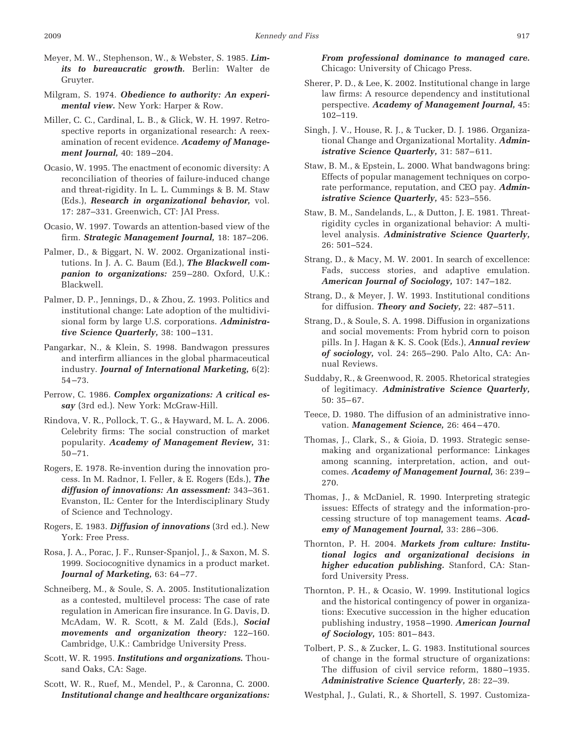Meyer, M. W., Stephenson, W., & Webster, S. 1985. ***Limits to bureaucratic growth.*** Berlin: Walter de Gruyter.

Milgram, S. 1974. ***Obedience to authority: An experimental view.*** New York: Harper & Row.

Miller, C. C., Cardinal, L. B., & Glick, W. H. 1997. Retrospective reports in organizational research: A reexamination of recent evidence. ***Academy of Management Journal,*** 40: 189–204.

Ocasio, W. 1995. The enactment of economic diversity: A reconciliation of theories of failure-induced change and threat-rigidity. In L. L. Cummings & B. M. Staw (Eds.), ***Research in organizational behavior,*** vol. 17: 287–331. Greenwich, CT: JAI Press.

Ocasio, W. 1997. Towards an attention-based view of the firm. ***Strategic Management Journal,*** 18: 187–206.

Palmer, D., & Biggart, N. W. 2002. Organizational institutions. In J. A. C. Baum (Ed.), ***The Blackwell companion to organizations:*** 259–280. Oxford, U.K.: Blackwell.

Palmer, D. P., Jennings, D., & Zhou, Z. 1993. Politics and institutional change: Late adoption of the multidivisional form by large U.S. corporations. ***Administrative Science Quarterly,*** 38: 100–131.

Pangarkar, N., & Klein, S. 1998. Bandwagon pressures and interfirm alliances in the global pharmaceutical industry. ***Journal of International Marketing,*** 6(2): 54–73.

Perrow, C. 1986. ***Complex organizations: A critical essay*** (3rd ed.). New York: McGraw-Hill.

Rindova, V. R., Pollock, T. G., & Hayward, M. L. A. 2006. Celebrity firms: The social construction of market popularity. ***Academy of Management Review,*** 31: 50–71.

Rogers, E. 1978. Re-invention during the innovation process. In M. Radnor, I. Feller, & E. Rogers (Eds.), ***The diffusion of innovations: An assessment:*** 343–361. Evanston, IL: Center for the Interdisciplinary Study of Science and Technology.

Rogers, E. 1983. ***Diffusion of innovations*** (3rd ed.). New York: Free Press.

Rosa, J. A., Porac, J. F., Runser-Spanjol, J., & Saxon, M. S. 1999. Sociocognitive dynamics in a product market. ***Journal of Marketing,*** 63: 64–77.

Schneiberg, M., & Soule, S. A. 2005. Institutionalization as a contested, multilevel process: The case of rate regulation in American fire insurance. In G. Davis, D. McAdam, W. R. Scott, & M. Zald (Eds.), ***Social movements and organization theory:*** 122–160. Cambridge, U.K.: Cambridge University Press.

Scott, W. R. 1995. ***Institutions and organizations.*** Thousand Oaks, CA: Sage.

Scott, W. R., Ruef, M., Mendel, P., & Caronna, C. 2000. ***Institutional change and healthcare organizations: From professional dominance to managed care.*** Chicago: University of Chicago Press.

Sherer, P. D., & Lee, K. 2002. Institutional change in large law firms: A resource dependency and institutional perspective. ***Academy of Management Journal,*** 45: 102–119.

Singh, J. V., House, R. J., & Tucker, D. J. 1986. Organizational Change and Organizational Mortality. ***Administrative Science Quarterly,*** 31: 587–611.

Staw, B. M., & Epstein, L. 2000. What bandwagons bring: Effects of popular management techniques on corporate performance, reputation, and CEO pay. ***Administrative Science Quarterly,*** 45: 523–556.

Staw, B. M., Sandelands, L., & Dutton, J. E. 1981. Threat-rigidity cycles in organizational behavior: A multilevel analysis. ***Administrative Science Quarterly,*** 26: 501–524.

Strang, D., & Macy, M. W. 2001. In search of excellence: Fads, success stories, and adaptive emulation. ***American Journal of Sociology,*** 107: 147–182.

Strang, D., & Meyer, J. W. 1993. Institutional conditions for diffusion. ***Theory and Society,*** 22: 487–511.

Strang, D., & Soule, S. A. 1998. Diffusion in organizations and social movements: From hybrid corn to poison pills. In J. Hagan & K. S. Cook (Eds.), ***Annual review of sociology,*** vol. 24: 265–290. Palo Alto, CA: Annual Reviews.

Suddaby, R., & Greenwood, R. 2005. Rhetorical strategies of legitimacy. ***Administrative Science Quarterly,*** 50: 35–67.

Teece, D. 1980. The diffusion of an administrative innovation. ***Management Science,*** 26: 464–470.

Thomas, J., Clark, S., & Gioia, D. 1993. Strategic sensemaking and organizational performance: Linkages among scanning, interpretation, action, and outcomes. ***Academy of Management Journal,*** 36: 239–270.

Thomas, J., & McDaniel, R. 1990. Interpreting strategic issues: Effects of strategy and the information-processing structure of top management teams. ***Academy of Management Journal,*** 33: 286–306.

Thornton, P. H. 2004. ***Markets from culture: Institutional logics and organizational decisions in higher education publishing.*** Stanford, CA: Stanford University Press.

Thornton, P. H., & Ocasio, W. 1999. Institutional logics and the historical contingency of power in organizations: Executive succession in the higher education publishing industry, 1958–1990. ***American Journal of Sociology,*** 105: 801–843.

Tolbert, P. S., & Zucker, L. G. 1983. Institutional sources of change in the formal structure of organizations: The diffusion of civil service reform, 1880–1935. ***Administrative Science Quarterly,*** 28: 22–39.

Westphal, J., Gulati, R., & Shortell, S. 1997. Customiza-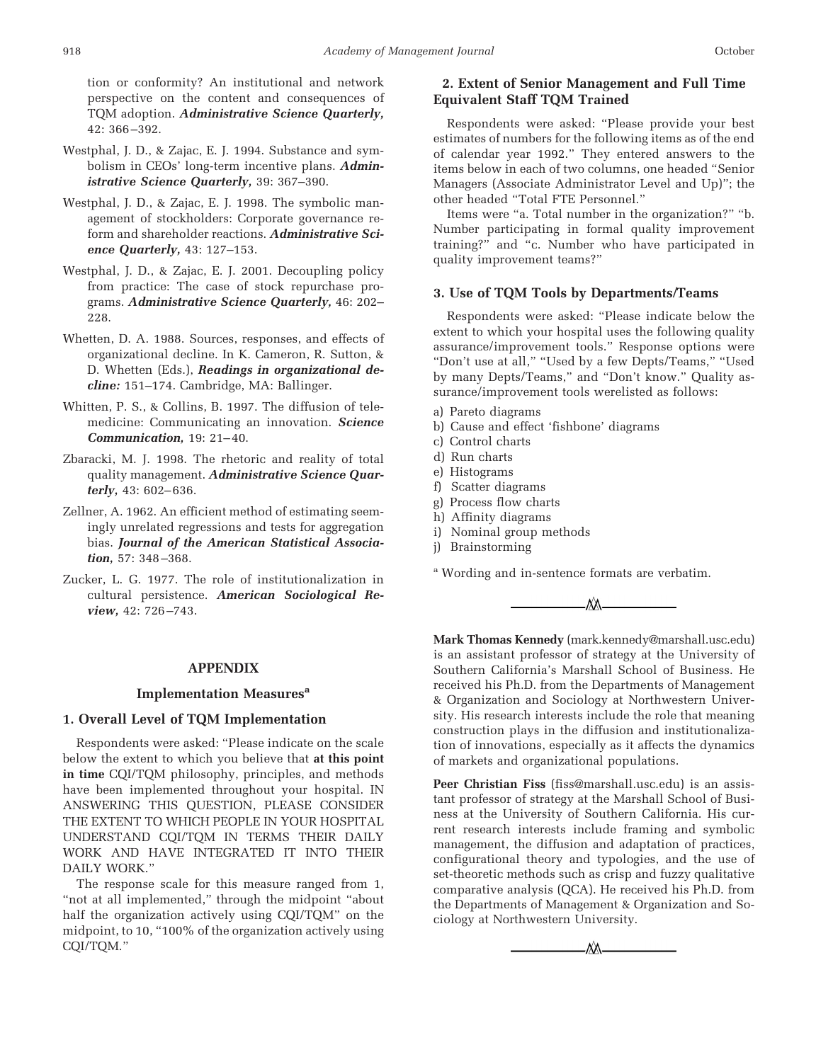tion or conformity? An institutional and network perspective on the content and consequences of TQM adoption. ***Administrative Science Quarterly,*** 42: 366–392.

Westphal, J. D., & Zajac, E. J. 1994. Substance and symbolism in CEOs' long-term incentive plans. ***Administrative Science Quarterly,*** 39: 367–390.

Westphal, J. D., & Zajac, E. J. 1998. The symbolic management of stockholders: Corporate governance reform and shareholder reactions. ***Administrative Science Quarterly,*** 43: 127–153.

Westphal, J. D., & Zajac, E. J. 2001. Decoupling policy from practice: The case of stock repurchase programs. ***Administrative Science Quarterly,*** 46: 202–228.

Whetten, D. A. 1988. Sources, responses, and effects of organizational decline. In K. Cameron, R. Sutton, & D. Whetten (Eds.), ***Readings in organizational decline:*** 151–174. Cambridge, MA: Ballinger.

Whitten, P. S., & Collins, B. 1997. The diffusion of telemedicine: Communicating an innovation. ***Science Communication,*** 19: 21–40.

Zbaracki, M. J. 1998. The rhetoric and reality of total quality management. ***Administrative Science Quarterly,*** 43: 602–636.

Zellner, A. 1962. An efficient method of estimating seemingly unrelated regressions and tests for aggregation bias. ***Journal of the American Statistical Association,*** 57: 348–368.

Zucker, L. G. 1977. The role of institutionalization in cultural persistence. ***American Sociological Review,*** 42: 726–743.

## APPENDIX

### Implementation Measures[a]

### 1. Overall Level of TQM Implementation

Respondents were asked: "Please indicate on the scale below the extent to which you believe that **at this point in time** CQI/TQM philosophy, principles, and methods have been implemented throughout your hospital. IN ANSWERING THIS QUESTION, PLEASE CONSIDER THE EXTENT TO WHICH PEOPLE IN YOUR HOSPITAL UNDERSTAND CQI/TQM IN TERMS THEIR DAILY WORK AND HAVE INTEGRATED IT INTO THEIR DAILY WORK."

The response scale for this measure ranged from 1, "not at all implemented," through the midpoint "about half the organization actively using CQI/TQM" on the midpoint, to 10, "100% of the organization actively using CQI/TQM."

### 2. Extent of Senior Management and Full Time Equivalent Staff TQM Trained

Respondents were asked: "Please provide your best estimates of numbers for the following items as of the end of calendar year 1992." They entered answers to the items below in each of two columns, one headed "Senior Managers (Associate Administrator Level and Up)"; the other headed "Total FTE Personnel."

Items were "a. Total number in the organization?" "b. Number participating in formal quality improvement training?" and "c. Number who have participated in quality improvement teams?"

### 3. Use of TQM Tools by Departments/Teams

Respondents were asked: "Please indicate below the extent to which your hospital uses the following quality assurance/improvement tools." Response options were "Don't use at all," "Used by a few Depts/Teams," "Used by many Depts/Teams," and "Don't know." Quality assurance/improvement tools werelisted as follows:

a) Pareto diagrams
b) Cause and effect 'fishbone' diagrams
c) Control charts
d) Run charts
e) Histograms
f) Scatter diagrams
g) Process flow charts
h) Affinity diagrams
i) Nominal group methods
j) Brainstorming

[a] Wording and in-sentence formats are verbatim.

---

**Mark Thomas Kennedy** (mark.kennedy@marshall.usc.edu) is an assistant professor of strategy at the University of Southern California's Marshall School of Business. He received his Ph.D. from the Departments of Management & Organization and Sociology at Northwestern University. His research interests include the role that meaning construction plays in the diffusion and institutionalization of innovations, especially as it affects the dynamics of markets and organizational populations.

**Peer Christian Fiss** (fiss@marshall.usc.edu) is an assistant professor of strategy at the Marshall School of Business at the University of Southern California. His current research interests include framing and symbolic management, the diffusion and adaptation of practices, configurational theory and typologies, and the use of set-theoretic methods such as crisp and fuzzy qualitative comparative analysis (QCA). He received his Ph.D. from the Departments of Management & Organization and Sociology at Northwestern University.